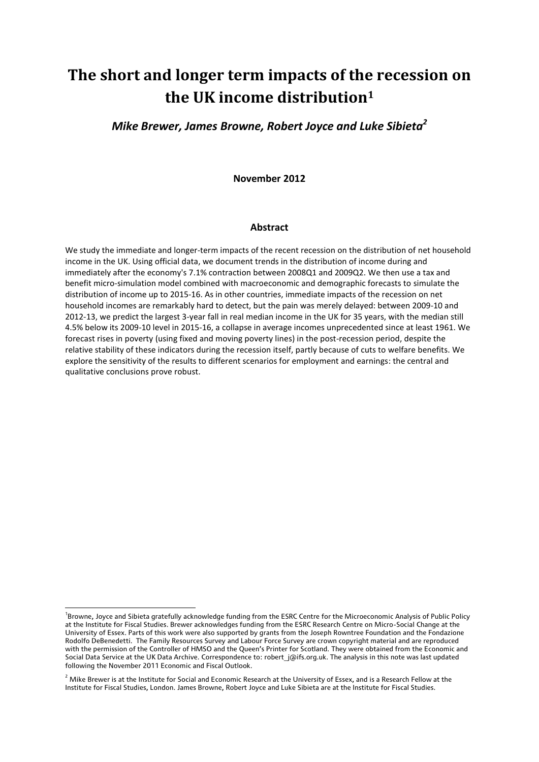# The short and longer term impacts of the recession on the UK income distribution[1]

***Mike Brewer, James Browne, Robert Joyce and Luke Sibieta[2]***

**November 2012**

## Abstract

We study the immediate and longer-term impacts of the recent recession on the distribution of net household income in the UK. Using official data, we document trends in the distribution of income during and immediately after the economy's 7.1% contraction between 2008Q1 and 2009Q2. We then use a tax and benefit micro-simulation model combined with macroeconomic and demographic forecasts to simulate the distribution of income up to 2015-16. As in other countries, immediate impacts of the recession on net household incomes are remarkably hard to detect, but the pain was merely delayed: between 2009-10 and 2012-13, we predict the largest 3-year fall in real median income in the UK for 35 years, with the median still 4.5% below its 2009-10 level in 2015-16, a collapse in average incomes unprecedented since at least 1961. We forecast rises in poverty (using fixed and moving poverty lines) in the post-recession period, despite the relative stability of these indicators during the recession itself, partly because of cuts to welfare benefits. We explore the sensitivity of the results to different scenarios for employment and earnings: the central and qualitative conclusions prove robust.

---

[1] Browne, Joyce and Sibieta gratefully acknowledge funding from the ESRC Centre for the Microeconomic Analysis of Public Policy at the Institute for Fiscal Studies. Brewer acknowledges funding from the ESRC Research Centre on Micro-Social Change at the University of Essex. Parts of this work were also supported by grants from the Joseph Rowntree Foundation and the Fondazione Rodolfo DeBenedetti. The Family Resources Survey and Labour Force Survey are crown copyright material and are reproduced with the permission of the Controller of HMSO and the Queen's Printer for Scotland. They were obtained from the Economic and Social Data Service at the UK Data Archive. Correspondence to: robert_j@ifs.org.uk. The analysis in this note was last updated following the November 2011 Economic and Fiscal Outlook.

[2] Mike Brewer is at the Institute for Social and Economic Research at the University of Essex, and is a Research Fellow at the Institute for Fiscal Studies, London. James Browne, Robert Joyce and Luke Sibieta are at the Institute for Fiscal Studies.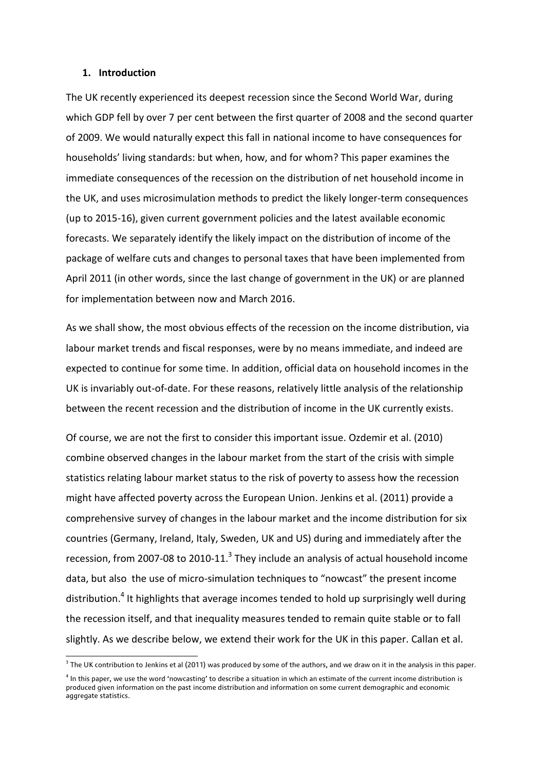## 1. Introduction

The UK recently experienced its deepest recession since the Second World War, during which GDP fell by over 7 per cent between the first quarter of 2008 and the second quarter of 2009. We would naturally expect this fall in national income to have consequences for households' living standards: but when, how, and for whom? This paper examines the immediate consequences of the recession on the distribution of net household income in the UK, and uses microsimulation methods to predict the likely longer-term consequences (up to 2015-16), given current government policies and the latest available economic forecasts. We separately identify the likely impact on the distribution of income of the package of welfare cuts and changes to personal taxes that have been implemented from April 2011 (in other words, since the last change of government in the UK) or are planned for implementation between now and March 2016.

As we shall show, the most obvious effects of the recession on the income distribution, via labour market trends and fiscal responses, were by no means immediate, and indeed are expected to continue for some time. In addition, official data on household incomes in the UK is invariably out-of-date. For these reasons, relatively little analysis of the relationship between the recent recession and the distribution of income in the UK currently exists.

Of course, we are not the first to consider this important issue. Ozdemir et al. (2010) combine observed changes in the labour market from the start of the crisis with simple statistics relating labour market status to the risk of poverty to assess how the recession might have affected poverty across the European Union. Jenkins et al. (2011) provide a comprehensive survey of changes in the labour market and the income distribution for six countries (Germany, Ireland, Italy, Sweden, UK and US) during and immediately after the recession, from 2007-08 to 2010-11.[3] They include an analysis of actual household income data, but also the use of micro-simulation techniques to "nowcast" the present income distribution.[4] It highlights that average incomes tended to hold up surprisingly well during the recession itself, and that inequality measures tended to remain quite stable or to fall slightly. As we describe below, we extend their work for the UK in this paper. Callan et al.

[3] The UK contribution to Jenkins et al (2011) was produced by some of the authors, and we draw on it in the analysis in this paper.

[4] In this paper, we use the word 'nowcasting' to describe a situation in which an estimate of the current income distribution is produced given information on the past income distribution and information on some current demographic and economic aggregate statistics.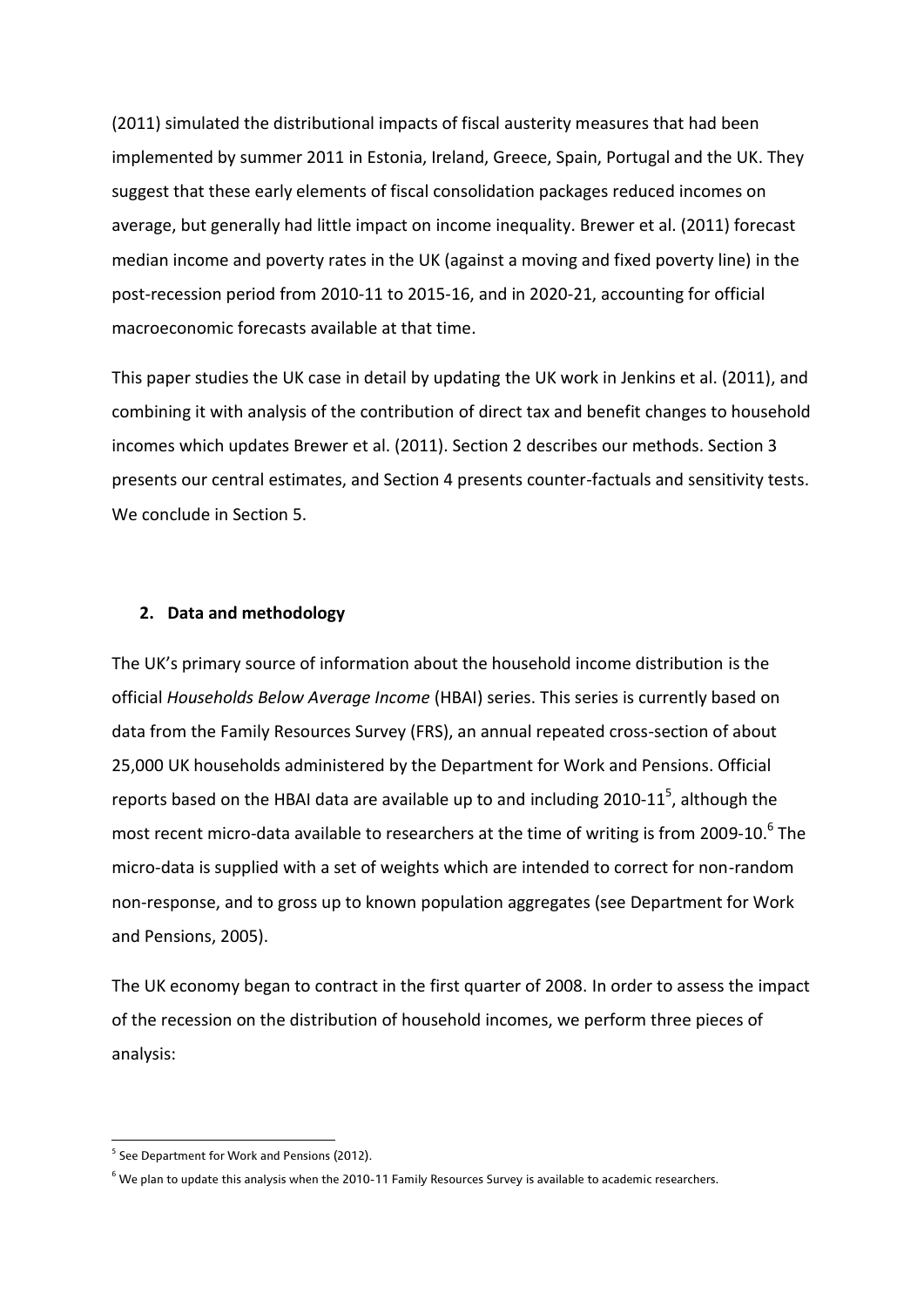(2011) simulated the distributional impacts of fiscal austerity measures that had been implemented by summer 2011 in Estonia, Ireland, Greece, Spain, Portugal and the UK. They suggest that these early elements of fiscal consolidation packages reduced incomes on average, but generally had little impact on income inequality. Brewer et al. (2011) forecast median income and poverty rates in the UK (against a moving and fixed poverty line) in the post-recession period from 2010-11 to 2015-16, and in 2020-21, accounting for official macroeconomic forecasts available at that time.

This paper studies the UK case in detail by updating the UK work in Jenkins et al. (2011), and combining it with analysis of the contribution of direct tax and benefit changes to household incomes which updates Brewer et al. (2011). Section 2 describes our methods. Section 3 presents our central estimates, and Section 4 presents counter-factuals and sensitivity tests. We conclude in Section 5.

## 2. Data and methodology

The UK's primary source of information about the household income distribution is the official *Households Below Average Income* (HBAI) series. This series is currently based on data from the Family Resources Survey (FRS), an annual repeated cross-section of about 25,000 UK households administered by the Department for Work and Pensions. Official reports based on the HBAI data are available up to and including 2010-11[5], although the most recent micro-data available to researchers at the time of writing is from 2009-10.[6] The micro-data is supplied with a set of weights which are intended to correct for non-random non-response, and to gross up to known population aggregates (see Department for Work and Pensions, 2005).

The UK economy began to contract in the first quarter of 2008. In order to assess the impact of the recession on the distribution of household incomes, we perform three pieces of analysis:

[5] See Department for Work and Pensions (2012).

[6] We plan to update this analysis when the 2010-11 Family Resources Survey is available to academic researchers.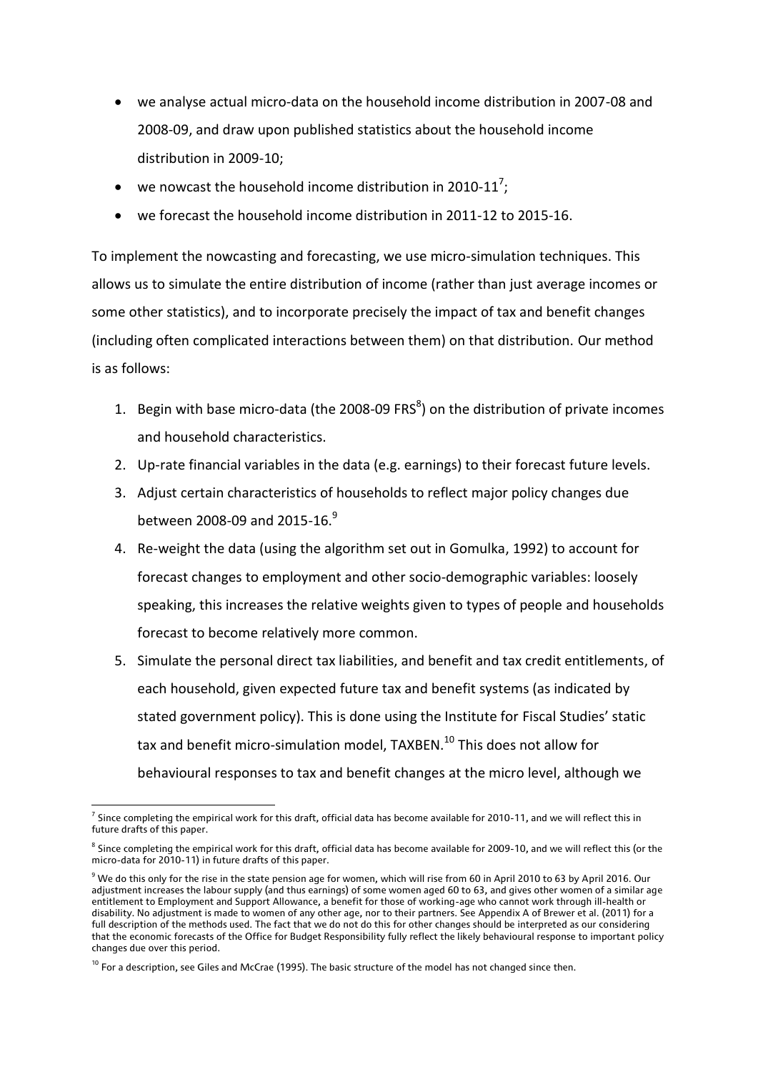- we analyse actual micro-data on the household income distribution in 2007-08 and 2008-09, and draw upon published statistics about the household income distribution in 2009-10;
- we nowcast the household income distribution in 2010-11[7];
- we forecast the household income distribution in 2011-12 to 2015-16.

To implement the nowcasting and forecasting, we use micro-simulation techniques. This allows us to simulate the entire distribution of income (rather than just average incomes or some other statistics), and to incorporate precisely the impact of tax and benefit changes (including often complicated interactions between them) on that distribution. Our method is as follows:

1. Begin with base micro-data (the 2008-09 FRS[8]) on the distribution of private incomes and household characteristics.
2. Up-rate financial variables in the data (e.g. earnings) to their forecast future levels.
3. Adjust certain characteristics of households to reflect major policy changes due between 2008-09 and 2015-16.[9]
4. Re-weight the data (using the algorithm set out in Gomulka, 1992) to account for forecast changes to employment and other socio-demographic variables: loosely speaking, this increases the relative weights given to types of people and households forecast to become relatively more common.
5. Simulate the personal direct tax liabilities, and benefit and tax credit entitlements, of each household, given expected future tax and benefit systems (as indicated by stated government policy). This is done using the Institute for Fiscal Studies' static tax and benefit micro-simulation model, TAXBEN.[10] This does not allow for behavioural responses to tax and benefit changes at the micro level, although we

[7] Since completing the empirical work for this draft, official data has become available for 2010-11, and we will reflect this in future drafts of this paper.

[8] Since completing the empirical work for this draft, official data has become available for 2009-10, and we will reflect this (or the micro-data for 2010-11) in future drafts of this paper.

[9] We do this only for the rise in the state pension age for women, which will rise from 60 in April 2010 to 63 by April 2016. Our adjustment increases the labour supply (and thus earnings) of some women aged 60 to 63, and gives other women of a similar age entitlement to Employment and Support Allowance, a benefit for those of working-age who cannot work through ill-health or disability. No adjustment is made to women of any other age, nor to their partners. See Appendix A of Brewer et al. (2011) for a full description of the methods used. The fact that we do not do this for other changes should be interpreted as our considering that the economic forecasts of the Office for Budget Responsibility fully reflect the likely behavioural response to important policy changes due over this period.

[10] For a description, see Giles and McCrae (1995). The basic structure of the model has not changed since then.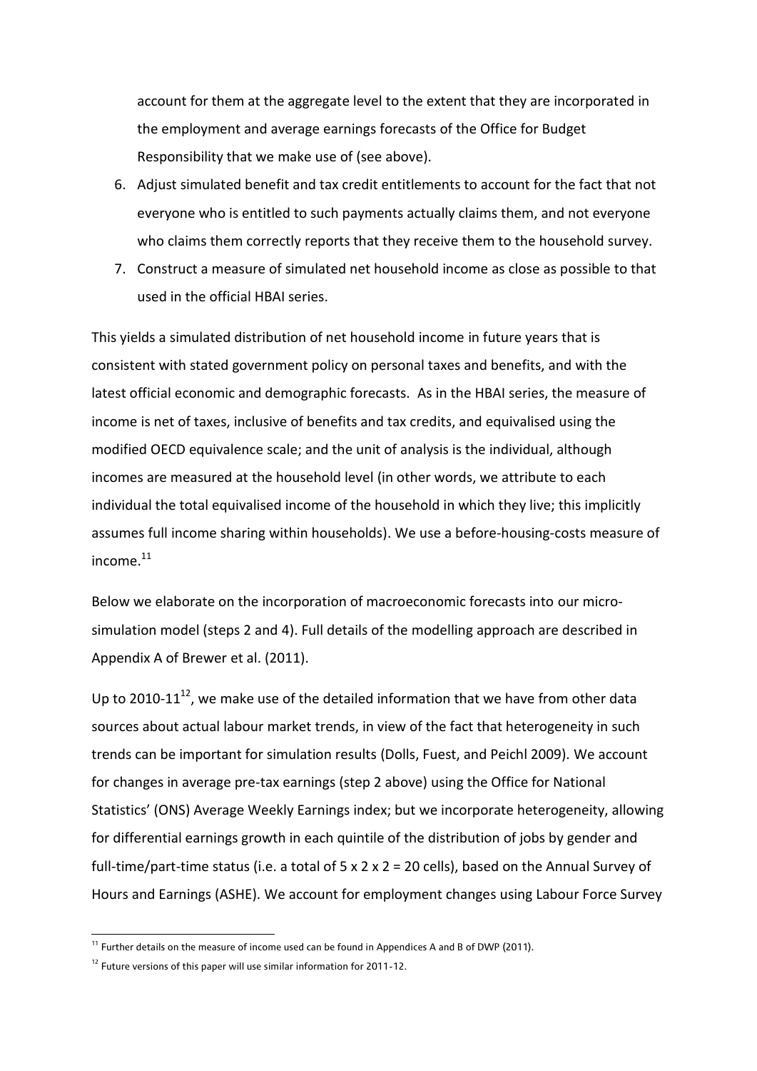account for them at the aggregate level to the extent that they are incorporated in the employment and average earnings forecasts of the Office for Budget Responsibility that we make use of (see above).

6. Adjust simulated benefit and tax credit entitlements to account for the fact that not everyone who is entitled to such payments actually claims them, and not everyone who claims them correctly reports that they receive them to the household survey.
7. Construct a measure of simulated net household income as close as possible to that used in the official HBAI series.

This yields a simulated distribution of net household income in future years that is consistent with stated government policy on personal taxes and benefits, and with the latest official economic and demographic forecasts. As in the HBAI series, the measure of income is net of taxes, inclusive of benefits and tax credits, and equivalised using the modified OECD equivalence scale; and the unit of analysis is the individual, although incomes are measured at the household level (in other words, we attribute to each individual the total equivalised income of the household in which they live; this implicitly assumes full income sharing within households). We use a before-housing-costs measure of income.[11]

Below we elaborate on the incorporation of macroeconomic forecasts into our micro-simulation model (steps 2 and 4). Full details of the modelling approach are described in Appendix A of Brewer et al. (2011).

Up to 2010-11[12], we make use of the detailed information that we have from other data sources about actual labour market trends, in view of the fact that heterogeneity in such trends can be important for simulation results (Dolls, Fuest, and Peichl 2009). We account for changes in average pre-tax earnings (step 2 above) using the Office for National Statistics' (ONS) Average Weekly Earnings index; but we incorporate heterogeneity, allowing for differential earnings growth in each quintile of the distribution of jobs by gender and full-time/part-time status (i.e. a total of 5 x 2 x 2 = 20 cells), based on the Annual Survey of Hours and Earnings (ASHE). We account for employment changes using Labour Force Survey

[11] Further details on the measure of income used can be found in Appendices A and B of DWP (2011).

[12] Future versions of this paper will use similar information for 2011-12.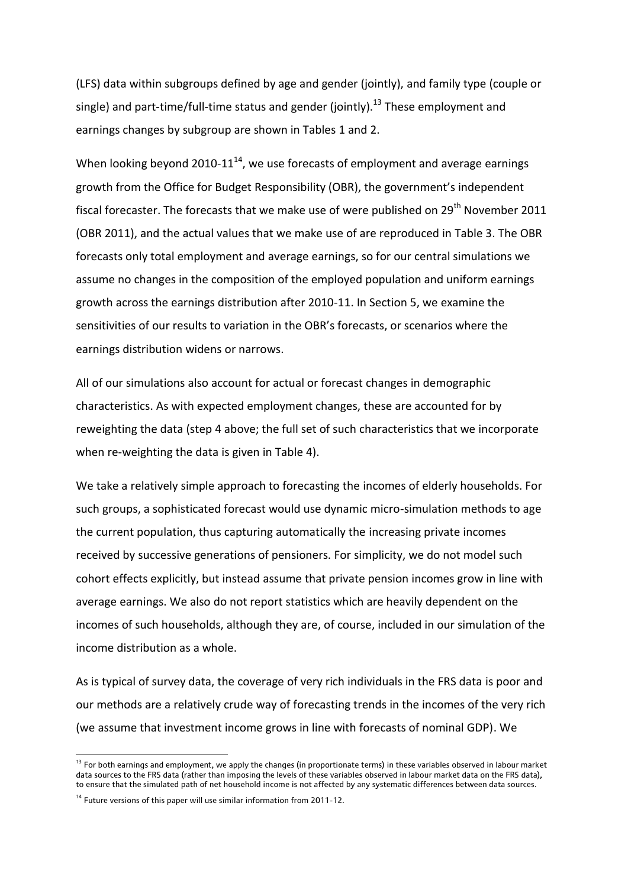(LFS) data within subgroups defined by age and gender (jointly), and family type (couple or single) and part-time/full-time status and gender (jointly).[13] These employment and earnings changes by subgroup are shown in Tables 1 and 2.

When looking beyond 2010-11[14], we use forecasts of employment and average earnings growth from the Office for Budget Responsibility (OBR), the government's independent fiscal forecaster. The forecasts that we make use of were published on 29th November 2011 (OBR 2011), and the actual values that we make use of are reproduced in Table 3. The OBR forecasts only total employment and average earnings, so for our central simulations we assume no changes in the composition of the employed population and uniform earnings growth across the earnings distribution after 2010-11. In Section 5, we examine the sensitivities of our results to variation in the OBR's forecasts, or scenarios where the earnings distribution widens or narrows.

All of our simulations also account for actual or forecast changes in demographic characteristics. As with expected employment changes, these are accounted for by reweighting the data (step 4 above; the full set of such characteristics that we incorporate when re-weighting the data is given in Table 4).

We take a relatively simple approach to forecasting the incomes of elderly households. For such groups, a sophisticated forecast would use dynamic micro-simulation methods to age the current population, thus capturing automatically the increasing private incomes received by successive generations of pensioners. For simplicity, we do not model such cohort effects explicitly, but instead assume that private pension incomes grow in line with average earnings. We also do not report statistics which are heavily dependent on the incomes of such households, although they are, of course, included in our simulation of the income distribution as a whole.

As is typical of survey data, the coverage of very rich individuals in the FRS data is poor and our methods are a relatively crude way of forecasting trends in the incomes of the very rich (we assume that investment income grows in line with forecasts of nominal GDP). We

[13] For both earnings and employment, we apply the changes (in proportionate terms) in these variables observed in labour market data sources to the FRS data (rather than imposing the levels of these variables observed in labour market data on the FRS data), to ensure that the simulated path of net household income is not affected by any systematic differences between data sources.

[14] Future versions of this paper will use similar information from 2011-12.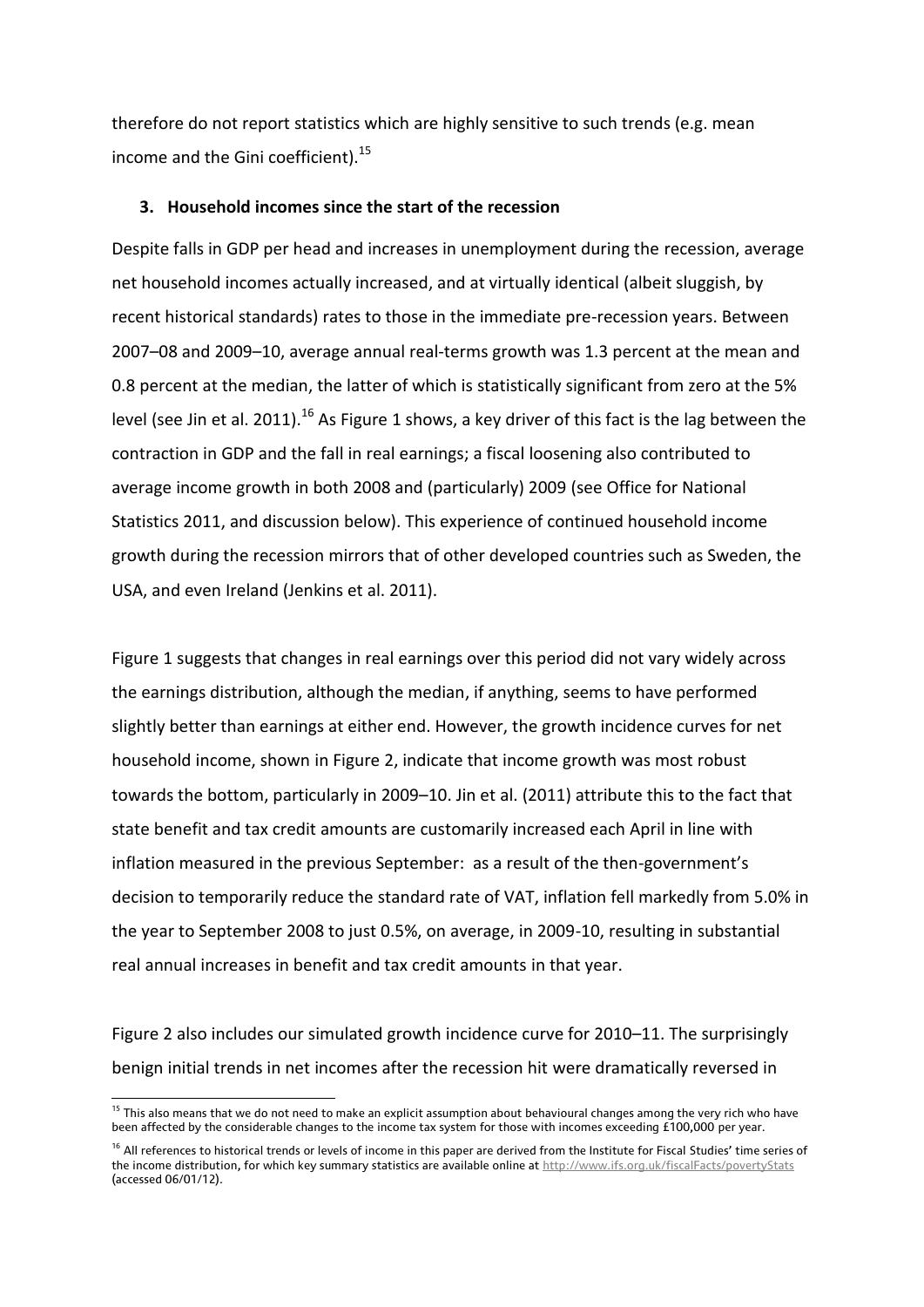therefore do not report statistics which are highly sensitive to such trends (e.g. mean income and the Gini coefficient).[15]

### 3. Household incomes since the start of the recession

Despite falls in GDP per head and increases in unemployment during the recession, average net household incomes actually increased, and at virtually identical (albeit sluggish, by recent historical standards) rates to those in the immediate pre-recession years. Between 2007–08 and 2009–10, average annual real-terms growth was 1.3 percent at the mean and 0.8 percent at the median, the latter of which is statistically significant from zero at the 5% level (see Jin et al. 2011).[16] As Figure 1 shows, a key driver of this fact is the lag between the contraction in GDP and the fall in real earnings; a fiscal loosening also contributed to average income growth in both 2008 and (particularly) 2009 (see Office for National Statistics 2011, and discussion below). This experience of continued household income growth during the recession mirrors that of other developed countries such as Sweden, the USA, and even Ireland (Jenkins et al. 2011).

Figure 1 suggests that changes in real earnings over this period did not vary widely across the earnings distribution, although the median, if anything, seems to have performed slightly better than earnings at either end. However, the growth incidence curves for net household income, shown in Figure 2, indicate that income growth was most robust towards the bottom, particularly in 2009–10. Jin et al. (2011) attribute this to the fact that state benefit and tax credit amounts are customarily increased each April in line with inflation measured in the previous September: as a result of the then-government's decision to temporarily reduce the standard rate of VAT, inflation fell markedly from 5.0% in the year to September 2008 to just 0.5%, on average, in 2009-10, resulting in substantial real annual increases in benefit and tax credit amounts in that year.

Figure 2 also includes our simulated growth incidence curve for 2010–11. The surprisingly benign initial trends in net incomes after the recession hit were dramatically reversed in

---

[15] This also means that we do not need to make an explicit assumption about behavioural changes among the very rich who have been affected by the considerable changes to the income tax system for those with incomes exceeding £100,000 per year.

[16] All references to historical trends or levels of income in this paper are derived from the Institute for Fiscal Studies' time series of the income distribution, for which key summary statistics are available online at http://www.ifs.org.uk/fiscalFacts/povertyStats (accessed 06/01/12).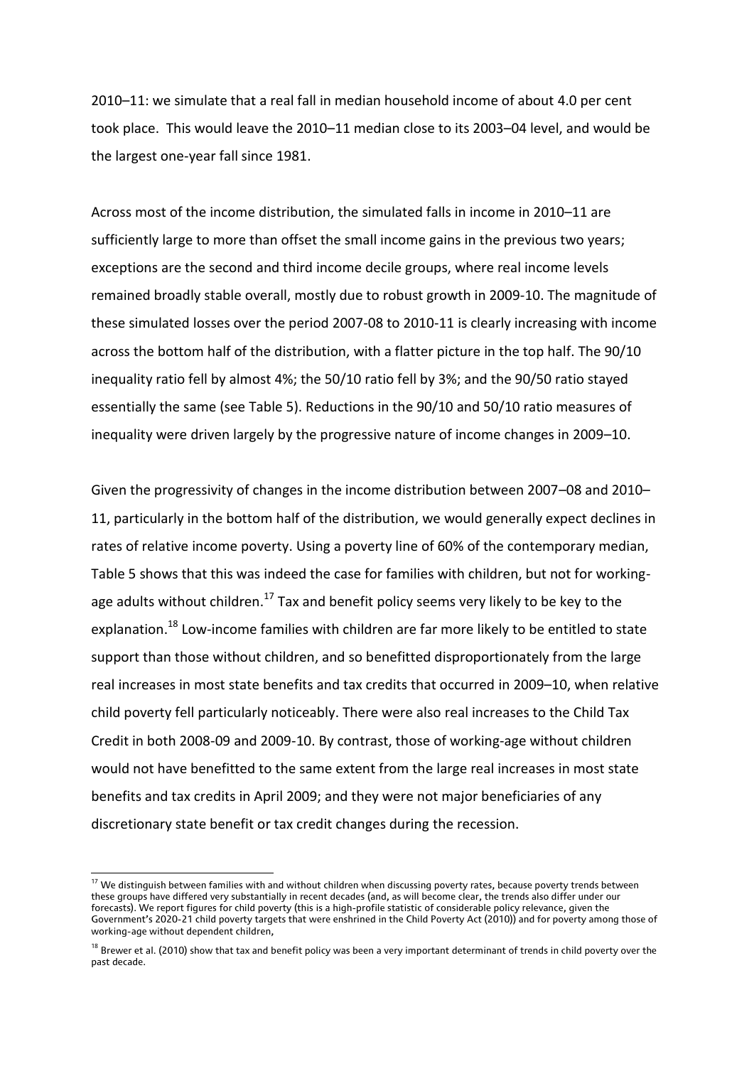2010–11: we simulate that a real fall in median household income of about 4.0 per cent took place. This would leave the 2010–11 median close to its 2003–04 level, and would be the largest one-year fall since 1981.

Across most of the income distribution, the simulated falls in income in 2010–11 are sufficiently large to more than offset the small income gains in the previous two years; exceptions are the second and third income decile groups, where real income levels remained broadly stable overall, mostly due to robust growth in 2009-10. The magnitude of these simulated losses over the period 2007-08 to 2010-11 is clearly increasing with income across the bottom half of the distribution, with a flatter picture in the top half. The 90/10 inequality ratio fell by almost 4%; the 50/10 ratio fell by 3%; and the 90/50 ratio stayed essentially the same (see Table 5). Reductions in the 90/10 and 50/10 ratio measures of inequality were driven largely by the progressive nature of income changes in 2009–10.

Given the progressivity of changes in the income distribution between 2007–08 and 2010–11, particularly in the bottom half of the distribution, we would generally expect declines in rates of relative income poverty. Using a poverty line of 60% of the contemporary median, Table 5 shows that this was indeed the case for families with children, but not for working-age adults without children.[17] Tax and benefit policy seems very likely to be key to the explanation.[18] Low-income families with children are far more likely to be entitled to state support than those without children, and so benefitted disproportionately from the large real increases in most state benefits and tax credits that occurred in 2009–10, when relative child poverty fell particularly noticeably. There were also real increases to the Child Tax Credit in both 2008-09 and 2009-10. By contrast, those of working-age without children would not have benefitted to the same extent from the large real increases in most state benefits and tax credits in April 2009; and they were not major beneficiaries of any discretionary state benefit or tax credit changes during the recession.

[17] We distinguish between families with and without children when discussing poverty rates, because poverty trends between these groups have differed very substantially in recent decades (and, as will become clear, the trends also differ under our forecasts). We report figures for child poverty (this is a high-profile statistic of considerable policy relevance, given the Government's 2020-21 child poverty targets that were enshrined in the Child Poverty Act (2010)) and for poverty among those of working-age without dependent children,

[18] Brewer et al. (2010) show that tax and benefit policy was been a very important determinant of trends in child poverty over the past decade.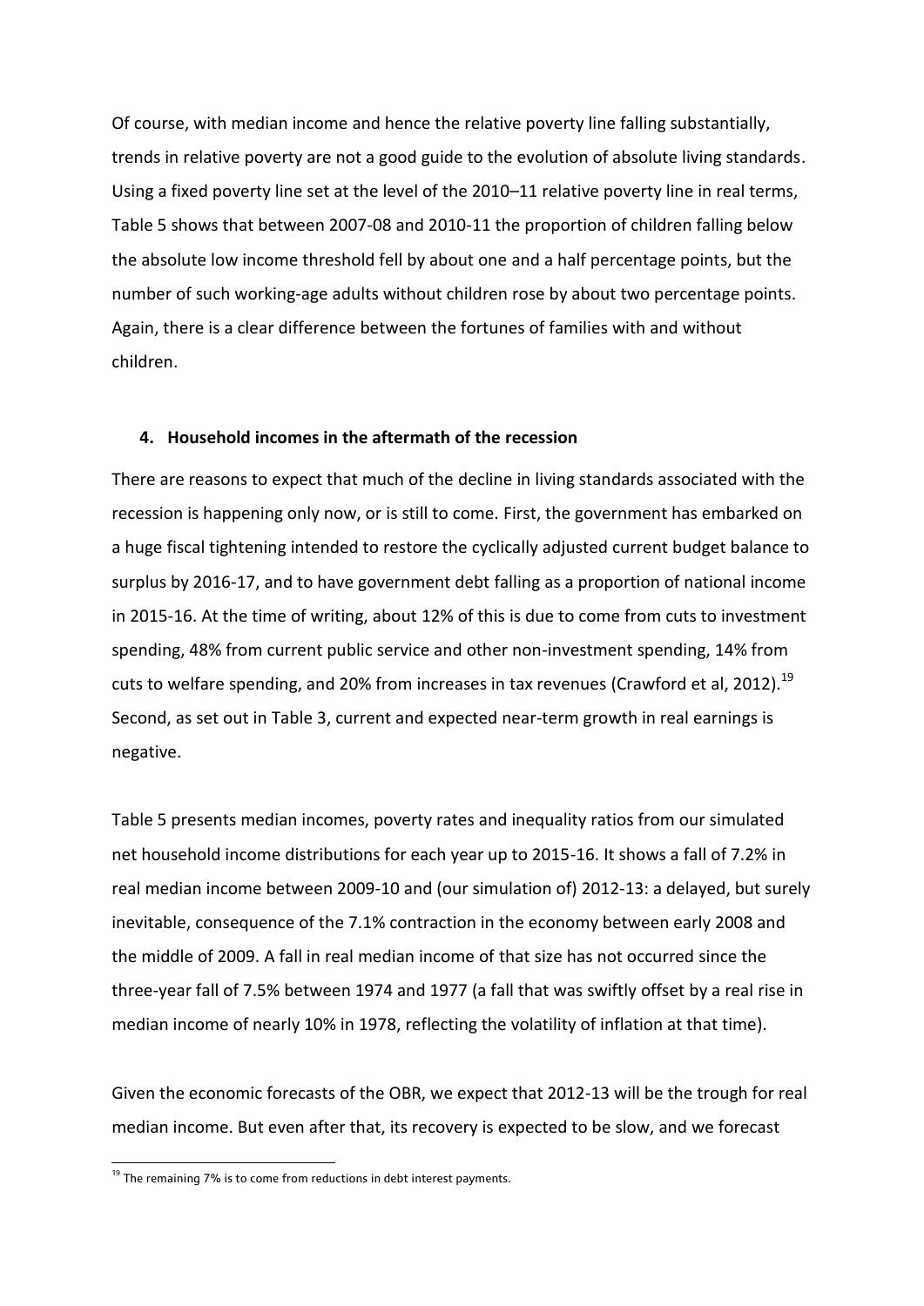Of course, with median income and hence the relative poverty line falling substantially, trends in relative poverty are not a good guide to the evolution of absolute living standards. Using a fixed poverty line set at the level of the 2010–11 relative poverty line in real terms, Table 5 shows that between 2007-08 and 2010-11 the proportion of children falling below the absolute low income threshold fell by about one and a half percentage points, but the number of such working-age adults without children rose by about two percentage points. Again, there is a clear difference between the fortunes of families with and without children.

## 4. Household incomes in the aftermath of the recession

There are reasons to expect that much of the decline in living standards associated with the recession is happening only now, or is still to come. First, the government has embarked on a huge fiscal tightening intended to restore the cyclically adjusted current budget balance to surplus by 2016-17, and to have government debt falling as a proportion of national income in 2015-16. At the time of writing, about 12% of this is due to come from cuts to investment spending, 48% from current public service and other non-investment spending, 14% from cuts to welfare spending, and 20% from increases in tax revenues (Crawford et al, 2012).[19] Second, as set out in Table 3, current and expected near-term growth in real earnings is negative.

Table 5 presents median incomes, poverty rates and inequality ratios from our simulated net household income distributions for each year up to 2015-16. It shows a fall of 7.2% in real median income between 2009-10 and (our simulation of) 2012-13: a delayed, but surely inevitable, consequence of the 7.1% contraction in the economy between early 2008 and the middle of 2009. A fall in real median income of that size has not occurred since the three-year fall of 7.5% between 1974 and 1977 (a fall that was swiftly offset by a real rise in median income of nearly 10% in 1978, reflecting the volatility of inflation at that time).

Given the economic forecasts of the OBR, we expect that 2012-13 will be the trough for real median income. But even after that, its recovery is expected to be slow, and we forecast

[19] The remaining 7% is to come from reductions in debt interest payments.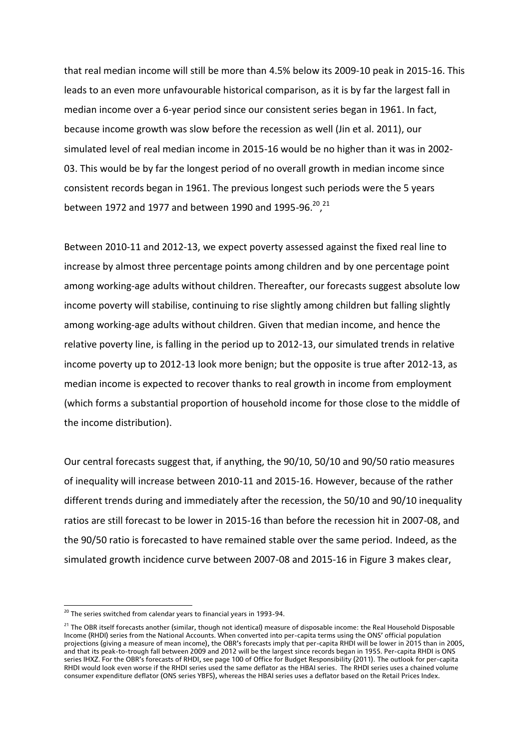that real median income will still be more than 4.5% below its 2009-10 peak in 2015-16. This leads to an even more unfavourable historical comparison, as it is by far the largest fall in median income over a 6-year period since our consistent series began in 1961. In fact, because income growth was slow before the recession as well (Jin et al. 2011), our simulated level of real median income in 2015-16 would be no higher than it was in 2002-03. This would be by far the longest period of no overall growth in median income since consistent records began in 1961. The previous longest such periods were the 5 years between 1972 and 1977 and between 1990 and 1995-96.[20],[21]

Between 2010-11 and 2012-13, we expect poverty assessed against the fixed real line to increase by almost three percentage points among children and by one percentage point among working-age adults without children. Thereafter, our forecasts suggest absolute low income poverty will stabilise, continuing to rise slightly among children but falling slightly among working-age adults without children. Given that median income, and hence the relative poverty line, is falling in the period up to 2012-13, our simulated trends in relative income poverty up to 2012-13 look more benign; but the opposite is true after 2012-13, as median income is expected to recover thanks to real growth in income from employment (which forms a substantial proportion of household income for those close to the middle of the income distribution).

Our central forecasts suggest that, if anything, the 90/10, 50/10 and 90/50 ratio measures of inequality will increase between 2010-11 and 2015-16. However, because of the rather different trends during and immediately after the recession, the 50/10 and 90/10 inequality ratios are still forecast to be lower in 2015-16 than before the recession hit in 2007-08, and the 90/50 ratio is forecasted to have remained stable over the same period. Indeed, as the simulated growth incidence curve between 2007-08 and 2015-16 in Figure 3 makes clear,

---

[20] The series switched from calendar years to financial years in 1993-94.

[21] The OBR itself forecasts another (similar, though not identical) measure of disposable income: the Real Household Disposable Income (RHDI) series from the National Accounts. When converted into per-capita terms using the ONS' official population projections (giving a measure of mean income), the OBR's forecasts imply that per-capita RHDI will be lower in 2015 than in 2005, and that its peak-to-trough fall between 2009 and 2012 will be the largest since records began in 1955. Per-capita RHDI is ONS series IHXZ. For the OBR's forecasts of RHDI, see page 100 of Office for Budget Responsibility (2011). The outlook for per-capita RHDI would look even worse if the RHDI series used the same deflator as the HBAI series. The RHDI series uses a chained volume consumer expenditure deflator (ONS series YBFS), whereas the HBAI series uses a deflator based on the Retail Prices Index.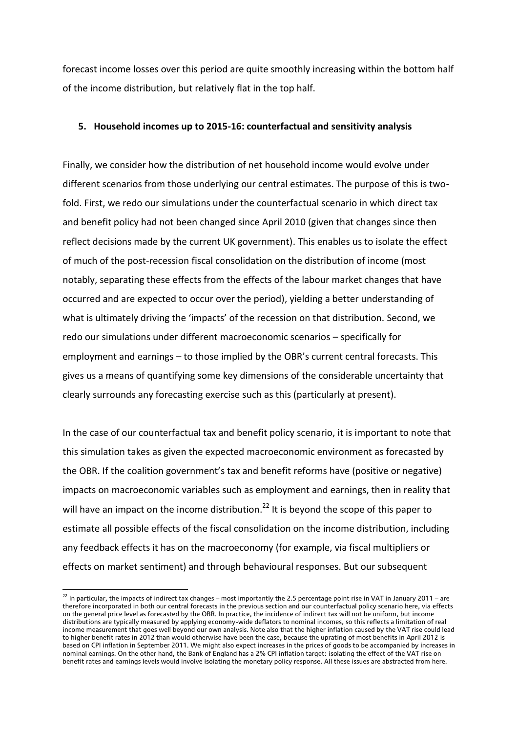forecast income losses over this period are quite smoothly increasing within the bottom half of the income distribution, but relatively flat in the top half.

## 5. Household incomes up to 2015-16: counterfactual and sensitivity analysis

Finally, we consider how the distribution of net household income would evolve under different scenarios from those underlying our central estimates. The purpose of this is two-fold. First, we redo our simulations under the counterfactual scenario in which direct tax and benefit policy had not been changed since April 2010 (given that changes since then reflect decisions made by the current UK government). This enables us to isolate the effect of much of the post-recession fiscal consolidation on the distribution of income (most notably, separating these effects from the effects of the labour market changes that have occurred and are expected to occur over the period), yielding a better understanding of what is ultimately driving the 'impacts' of the recession on that distribution. Second, we redo our simulations under different macroeconomic scenarios – specifically for employment and earnings – to those implied by the OBR's current central forecasts. This gives us a means of quantifying some key dimensions of the considerable uncertainty that clearly surrounds any forecasting exercise such as this (particularly at present).

In the case of our counterfactual tax and benefit policy scenario, it is important to note that this simulation takes as given the expected macroeconomic environment as forecasted by the OBR. If the coalition government's tax and benefit reforms have (positive or negative) impacts on macroeconomic variables such as employment and earnings, then in reality that will have an impact on the income distribution.[22] It is beyond the scope of this paper to estimate all possible effects of the fiscal consolidation on the income distribution, including any feedback effects it has on the macroeconomy (for example, via fiscal multipliers or effects on market sentiment) and through behavioural responses. But our subsequent

---

[22] In particular, the impacts of indirect tax changes – most importantly the 2.5 percentage point rise in VAT in January 2011 – are therefore incorporated in both our central forecasts in the previous section and our counterfactual policy scenario here, via effects on the general price level as forecasted by the OBR. In practice, the incidence of indirect tax will not be uniform, but income distributions are typically measured by applying economy-wide deflators to nominal incomes, so this reflects a limitation of real income measurement that goes well beyond our own analysis. Note also that the higher inflation caused by the VAT rise could lead to higher benefit rates in 2012 than would otherwise have been the case, because the uprating of most benefits in April 2012 is based on CPI inflation in September 2011. We might also expect increases in the prices of goods to be accompanied by increases in nominal earnings. On the other hand, the Bank of England has a 2% CPI inflation target: isolating the effect of the VAT rise on benefit rates and earnings levels would involve isolating the monetary policy response. All these issues are abstracted from here.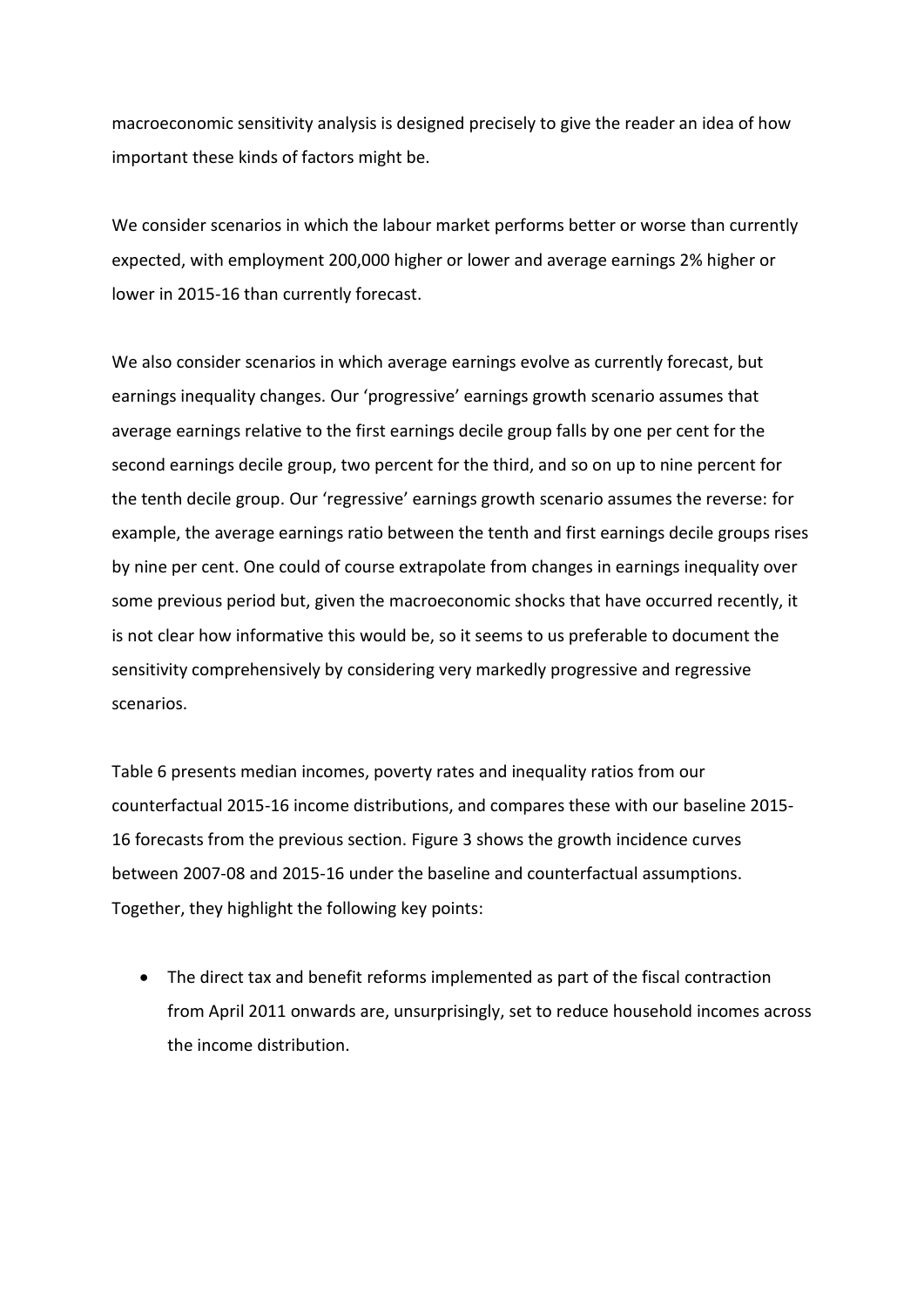macroeconomic sensitivity analysis is designed precisely to give the reader an idea of how important these kinds of factors might be.

We consider scenarios in which the labour market performs better or worse than currently expected, with employment 200,000 higher or lower and average earnings 2% higher or lower in 2015-16 than currently forecast.

We also consider scenarios in which average earnings evolve as currently forecast, but earnings inequality changes. Our 'progressive' earnings growth scenario assumes that average earnings relative to the first earnings decile group falls by one per cent for the second earnings decile group, two percent for the third, and so on up to nine percent for the tenth decile group. Our 'regressive' earnings growth scenario assumes the reverse: for example, the average earnings ratio between the tenth and first earnings decile groups rises by nine per cent. One could of course extrapolate from changes in earnings inequality over some previous period but, given the macroeconomic shocks that have occurred recently, it is not clear how informative this would be, so it seems to us preferable to document the sensitivity comprehensively by considering very markedly progressive and regressive scenarios.

Table 6 presents median incomes, poverty rates and inequality ratios from our counterfactual 2015-16 income distributions, and compares these with our baseline 2015-16 forecasts from the previous section. Figure 3 shows the growth incidence curves between 2007-08 and 2015-16 under the baseline and counterfactual assumptions. Together, they highlight the following key points:

- The direct tax and benefit reforms implemented as part of the fiscal contraction from April 2011 onwards are, unsurprisingly, set to reduce household incomes across the income distribution.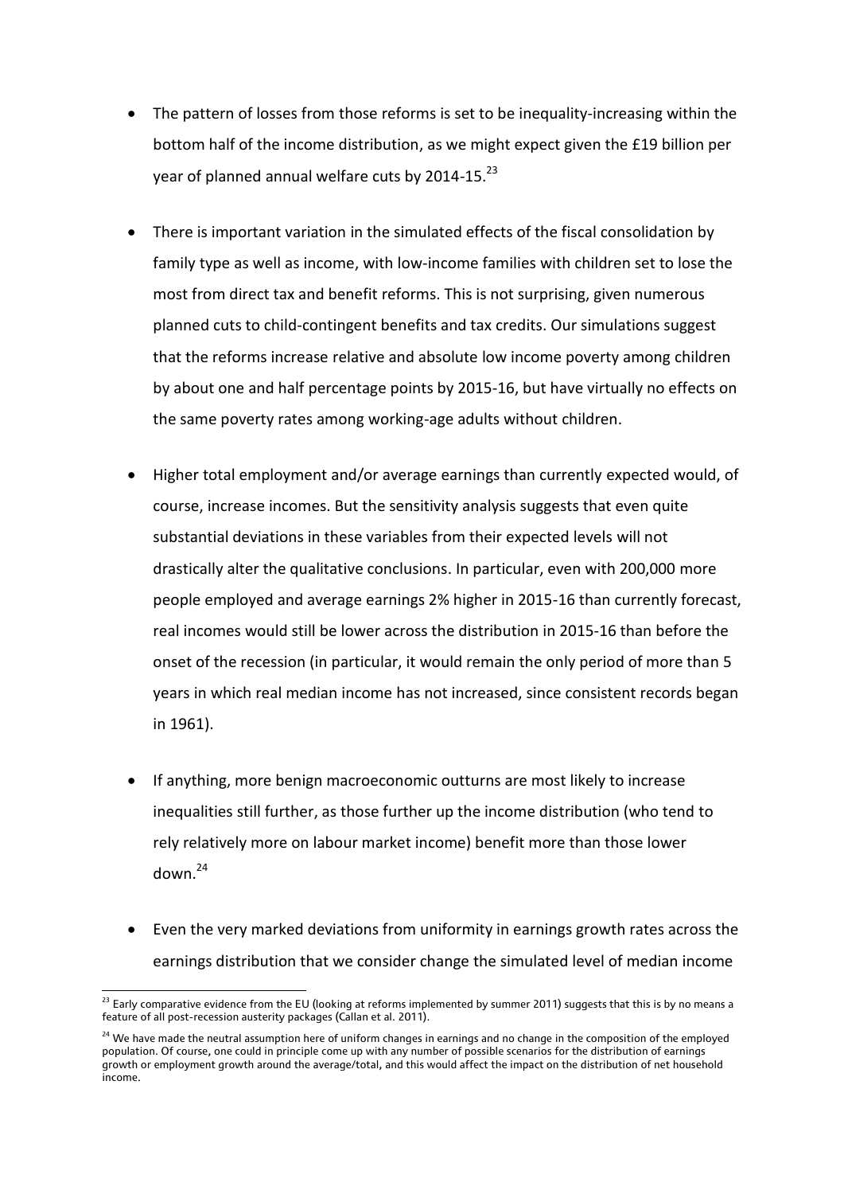- The pattern of losses from those reforms is set to be inequality-increasing within the bottom half of the income distribution, as we might expect given the £19 billion per year of planned annual welfare cuts by 2014-15.[23]

- There is important variation in the simulated effects of the fiscal consolidation by family type as well as income, with low-income families with children set to lose the most from direct tax and benefit reforms. This is not surprising, given numerous planned cuts to child-contingent benefits and tax credits. Our simulations suggest that the reforms increase relative and absolute low income poverty among children by about one and half percentage points by 2015-16, but have virtually no effects on the same poverty rates among working-age adults without children.

- Higher total employment and/or average earnings than currently expected would, of course, increase incomes. But the sensitivity analysis suggests that even quite substantial deviations in these variables from their expected levels will not drastically alter the qualitative conclusions. In particular, even with 200,000 more people employed and average earnings 2% higher in 2015-16 than currently forecast, real incomes would still be lower across the distribution in 2015-16 than before the onset of the recession (in particular, it would remain the only period of more than 5 years in which real median income has not increased, since consistent records began in 1961).

- If anything, more benign macroeconomic outturns are most likely to increase inequalities still further, as those further up the income distribution (who tend to rely relatively more on labour market income) benefit more than those lower down.[24]

- Even the very marked deviations from uniformity in earnings growth rates across the earnings distribution that we consider change the simulated level of median income

---

[23] Early comparative evidence from the EU (looking at reforms implemented by summer 2011) suggests that this is by no means a feature of all post-recession austerity packages (Callan et al. 2011).

[24] We have made the neutral assumption here of uniform changes in earnings and no change in the composition of the employed population. Of course, one could in principle come up with any number of possible scenarios for the distribution of earnings growth or employment growth around the average/total, and this would affect the impact on the distribution of net household income.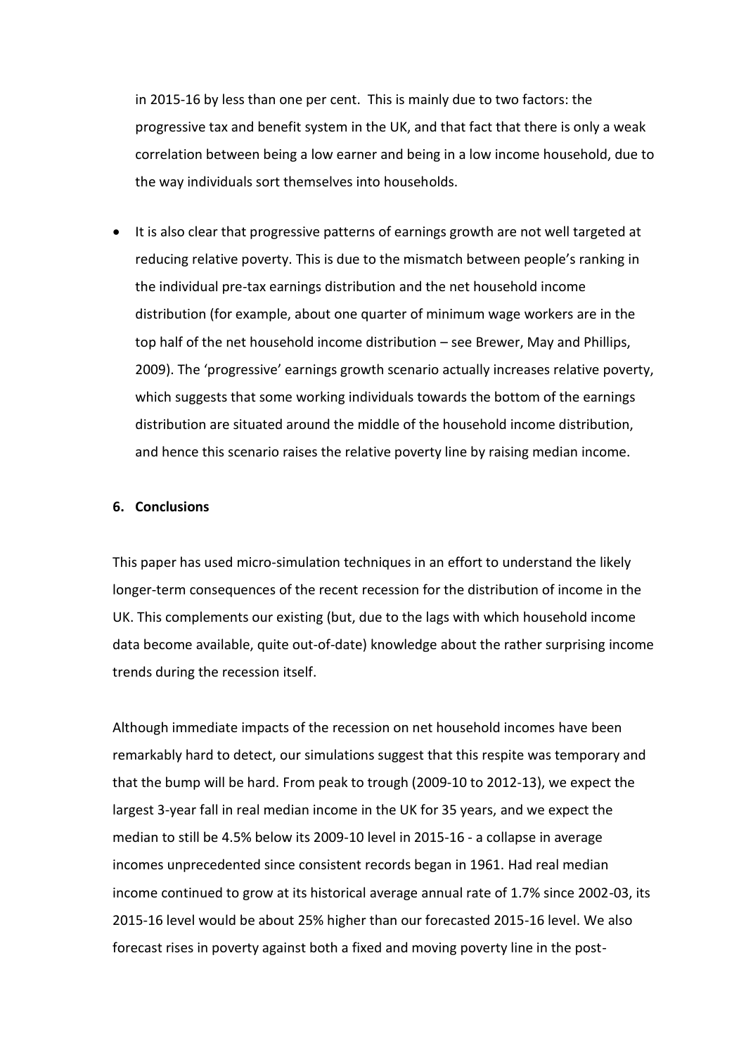in 2015-16 by less than one per cent. This is mainly due to two factors: the progressive tax and benefit system in the UK, and that fact that there is only a weak correlation between being a low earner and being in a low income household, due to the way individuals sort themselves into households.

- It is also clear that progressive patterns of earnings growth are not well targeted at reducing relative poverty. This is due to the mismatch between people's ranking in the individual pre-tax earnings distribution and the net household income distribution (for example, about one quarter of minimum wage workers are in the top half of the net household income distribution – see Brewer, May and Phillips, 2009). The 'progressive' earnings growth scenario actually increases relative poverty, which suggests that some working individuals towards the bottom of the earnings distribution are situated around the middle of the household income distribution, and hence this scenario raises the relative poverty line by raising median income.

## 6. Conclusions

This paper has used micro-simulation techniques in an effort to understand the likely longer-term consequences of the recent recession for the distribution of income in the UK. This complements our existing (but, due to the lags with which household income data become available, quite out-of-date) knowledge about the rather surprising income trends during the recession itself.

Although immediate impacts of the recession on net household incomes have been remarkably hard to detect, our simulations suggest that this respite was temporary and that the bump will be hard. From peak to trough (2009-10 to 2012-13), we expect the largest 3-year fall in real median income in the UK for 35 years, and we expect the median to still be 4.5% below its 2009-10 level in 2015-16 - a collapse in average incomes unprecedented since consistent records began in 1961. Had real median income continued to grow at its historical average annual rate of 1.7% since 2002-03, its 2015-16 level would be about 25% higher than our forecasted 2015-16 level. We also forecast rises in poverty against both a fixed and moving poverty line in the post-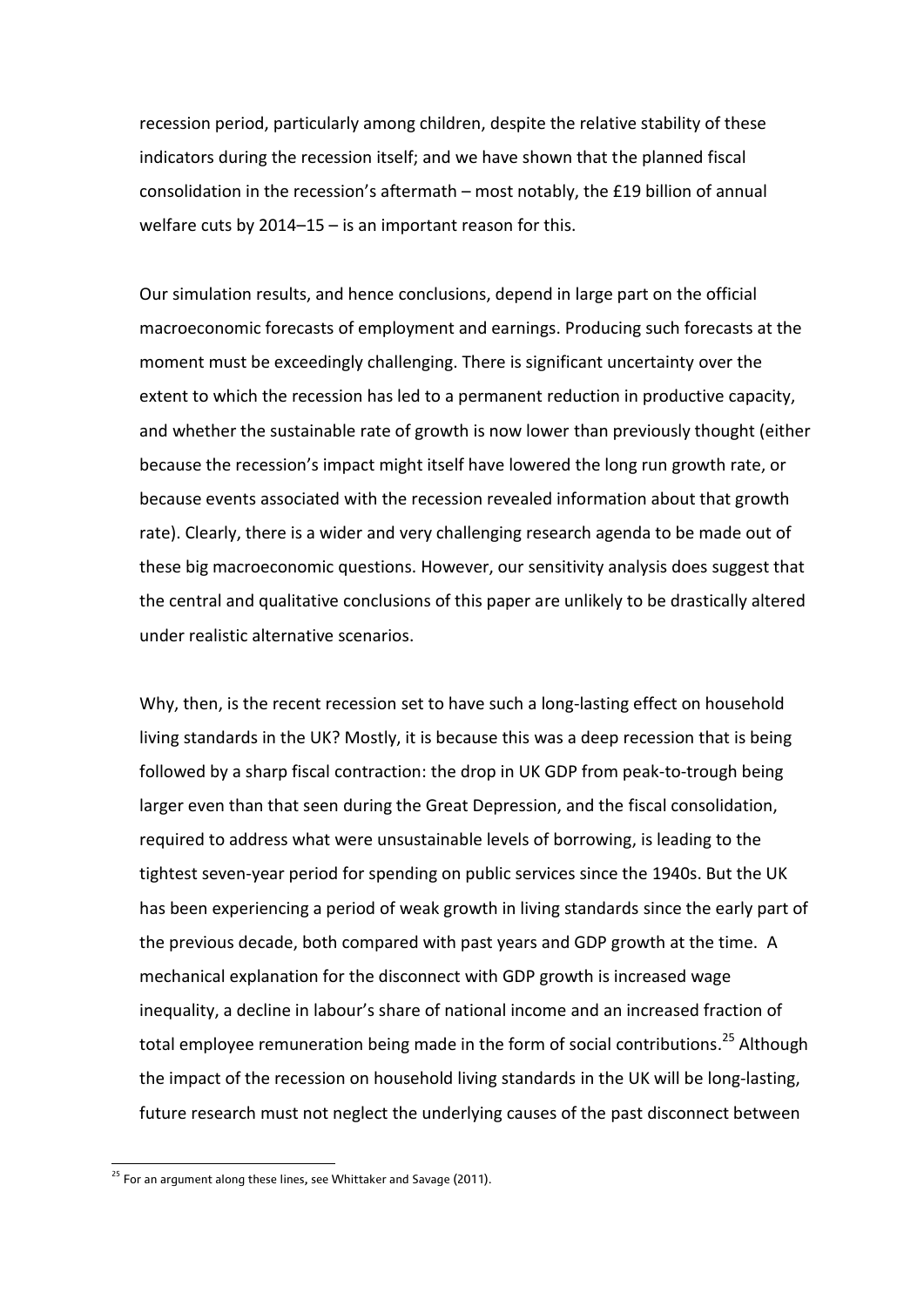recession period, particularly among children, despite the relative stability of these indicators during the recession itself; and we have shown that the planned fiscal consolidation in the recession's aftermath – most notably, the £19 billion of annual welfare cuts by 2014–15 – is an important reason for this.

Our simulation results, and hence conclusions, depend in large part on the official macroeconomic forecasts of employment and earnings. Producing such forecasts at the moment must be exceedingly challenging. There is significant uncertainty over the extent to which the recession has led to a permanent reduction in productive capacity, and whether the sustainable rate of growth is now lower than previously thought (either because the recession's impact might itself have lowered the long run growth rate, or because events associated with the recession revealed information about that growth rate). Clearly, there is a wider and very challenging research agenda to be made out of these big macroeconomic questions. However, our sensitivity analysis does suggest that the central and qualitative conclusions of this paper are unlikely to be drastically altered under realistic alternative scenarios.

Why, then, is the recent recession set to have such a long-lasting effect on household living standards in the UK? Mostly, it is because this was a deep recession that is being followed by a sharp fiscal contraction: the drop in UK GDP from peak-to-trough being larger even than that seen during the Great Depression, and the fiscal consolidation, required to address what were unsustainable levels of borrowing, is leading to the tightest seven-year period for spending on public services since the 1940s. But the UK has been experiencing a period of weak growth in living standards since the early part of the previous decade, both compared with past years and GDP growth at the time. A mechanical explanation for the disconnect with GDP growth is increased wage inequality, a decline in labour's share of national income and an increased fraction of total employee remuneration being made in the form of social contributions.[25] Although the impact of the recession on household living standards in the UK will be long-lasting, future research must not neglect the underlying causes of the past disconnect between

[25] For an argument along these lines, see Whittaker and Savage (2011).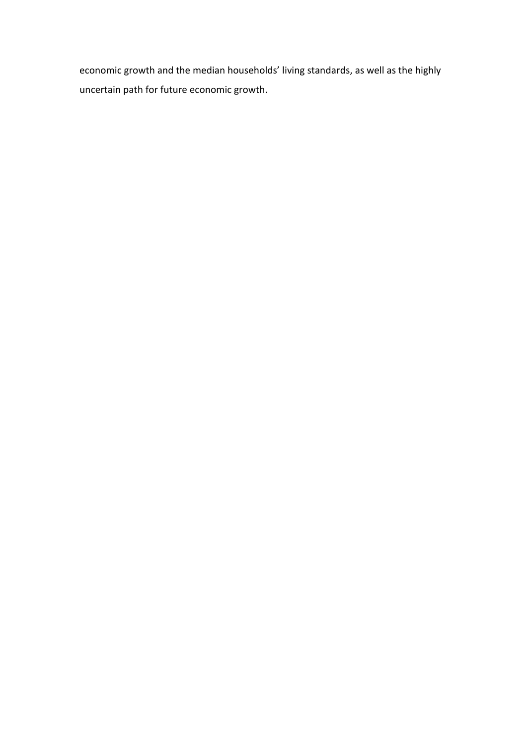economic growth and the median households' living standards, as well as the highly uncertain path for future economic growth.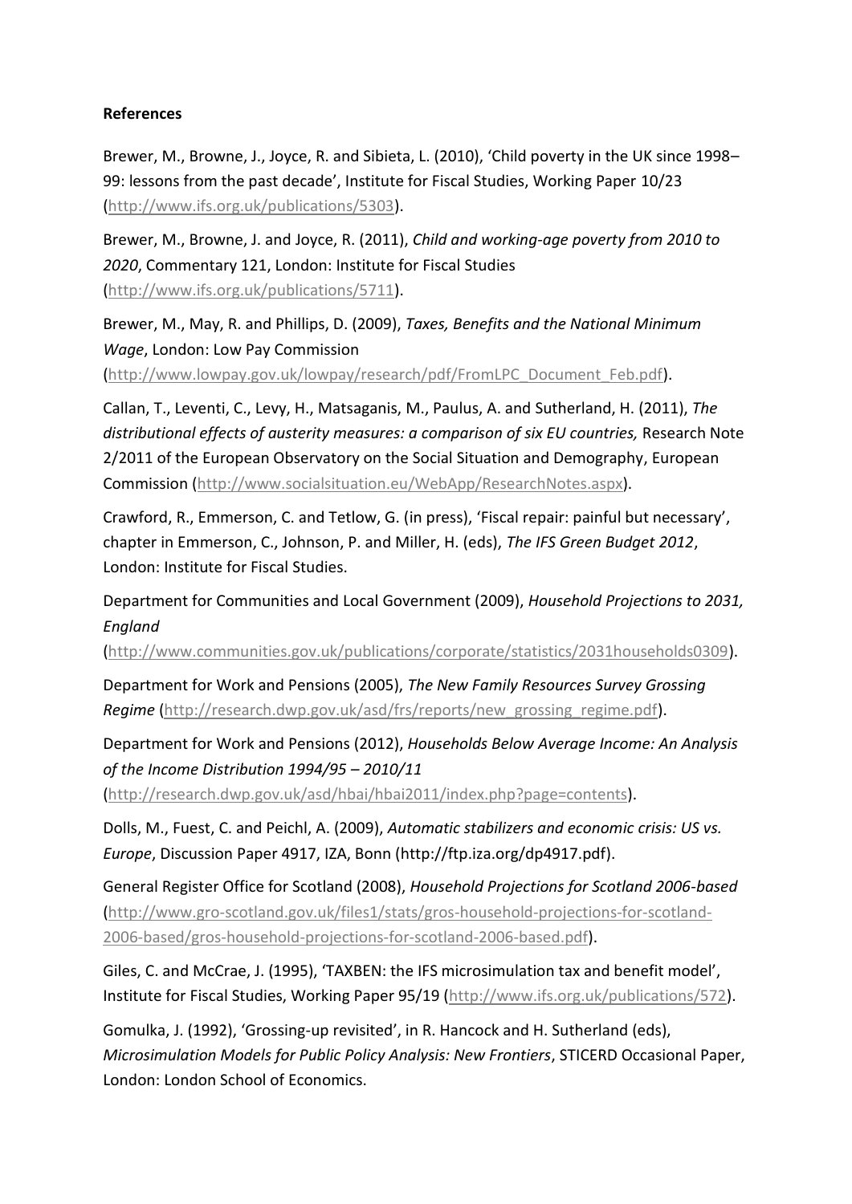**References**

Brewer, M., Browne, J., Joyce, R. and Sibieta, L. (2010), 'Child poverty in the UK since 1998–99: lessons from the past decade', Institute for Fiscal Studies, Working Paper 10/23 (http://www.ifs.org.uk/publications/5303).

Brewer, M., Browne, J. and Joyce, R. (2011), *Child and working-age poverty from 2010 to 2020*, Commentary 121, London: Institute for Fiscal Studies (http://www.ifs.org.uk/publications/5711).

Brewer, M., May, R. and Phillips, D. (2009), *Taxes, Benefits and the National Minimum Wage*, London: Low Pay Commission (http://www.lowpay.gov.uk/lowpay/research/pdf/FromLPC_Document_Feb.pdf).

Callan, T., Leventi, C., Levy, H., Matsaganis, M., Paulus, A. and Sutherland, H. (2011), *The distributional effects of austerity measures: a comparison of six EU countries,* Research Note 2/2011 of the European Observatory on the Social Situation and Demography, European Commission (http://www.socialsituation.eu/WebApp/ResearchNotes.aspx).

Crawford, R., Emmerson, C. and Tetlow, G. (in press), 'Fiscal repair: painful but necessary', chapter in Emmerson, C., Johnson, P. and Miller, H. (eds), *The IFS Green Budget 2012*, London: Institute for Fiscal Studies.

Department for Communities and Local Government (2009), *Household Projections to 2031, England* (http://www.communities.gov.uk/publications/corporate/statistics/2031households0309).

Department for Work and Pensions (2005), *The New Family Resources Survey Grossing Regime* (http://research.dwp.gov.uk/asd/frs/reports/new_grossing_regime.pdf).

Department for Work and Pensions (2012), *Households Below Average Income: An Analysis of the Income Distribution 1994/95 – 2010/11* (http://research.dwp.gov.uk/asd/hbai/hbai2011/index.php?page=contents).

Dolls, M., Fuest, C. and Peichl, A. (2009), *Automatic stabilizers and economic crisis: US vs. Europe*, Discussion Paper 4917, IZA, Bonn (http://ftp.iza.org/dp4917.pdf).

General Register Office for Scotland (2008), *Household Projections for Scotland 2006-based* (http://www.gro-scotland.gov.uk/files1/stats/gros-household-projections-for-scotland-2006-based/gros-household-projections-for-scotland-2006-based.pdf).

Giles, C. and McCrae, J. (1995), 'TAXBEN: the IFS microsimulation tax and benefit model', Institute for Fiscal Studies, Working Paper 95/19 (http://www.ifs.org.uk/publications/572).

Gomulka, J. (1992), 'Grossing-up revisited', in R. Hancock and H. Sutherland (eds), *Microsimulation Models for Public Policy Analysis: New Frontiers*, STICERD Occasional Paper, London: London School of Economics.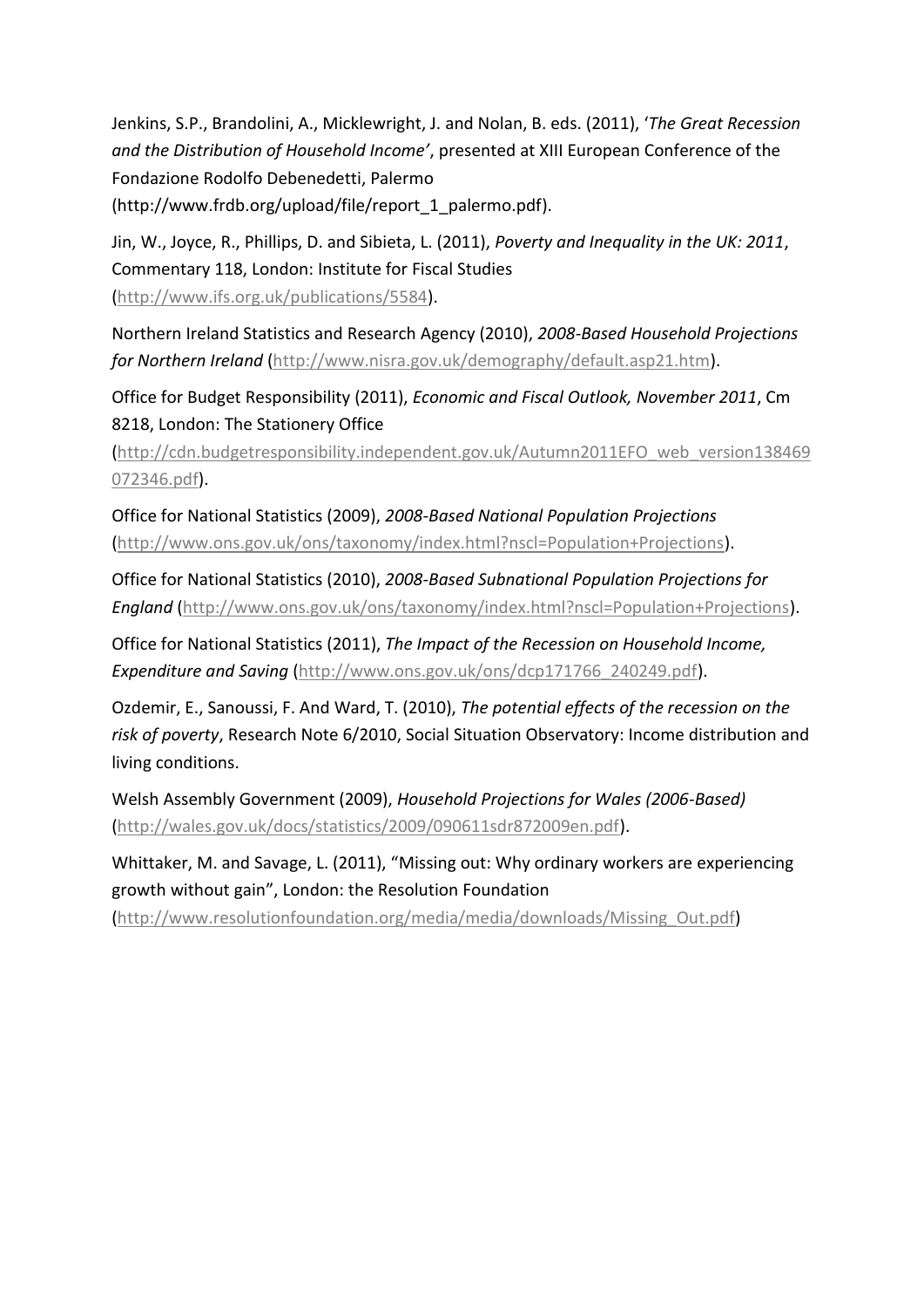Jenkins, S.P., Brandolini, A., Micklewright, J. and Nolan, B. eds. (2011), '*The Great Recession and the Distribution of Household Income'*, presented at XIII European Conference of the Fondazione Rodolfo Debenedetti, Palermo (http://www.frdb.org/upload/file/report_1_palermo.pdf).

Jin, W., Joyce, R., Phillips, D. and Sibieta, L. (2011), *Poverty and Inequality in the UK: 2011*, Commentary 118, London: Institute for Fiscal Studies (http://www.ifs.org.uk/publications/5584).

Northern Ireland Statistics and Research Agency (2010), *2008-Based Household Projections for Northern Ireland* (http://www.nisra.gov.uk/demography/default.asp21.htm).

Office for Budget Responsibility (2011), *Economic and Fiscal Outlook, November 2011*, Cm 8218, London: The Stationery Office (http://cdn.budgetresponsibility.independent.gov.uk/Autumn2011EFO_web_version138469072346.pdf).

Office for National Statistics (2009), *2008-Based National Population Projections* (http://www.ons.gov.uk/ons/taxonomy/index.html?nscl=Population+Projections).

Office for National Statistics (2010), *2008-Based Subnational Population Projections for England* (http://www.ons.gov.uk/ons/taxonomy/index.html?nscl=Population+Projections).

Office for National Statistics (2011), *The Impact of the Recession on Household Income, Expenditure and Saving* (http://www.ons.gov.uk/ons/dcp171766_240249.pdf).

Ozdemir, E., Sanoussi, F. And Ward, T. (2010), *The potential effects of the recession on the risk of poverty*, Research Note 6/2010, Social Situation Observatory: Income distribution and living conditions.

Welsh Assembly Government (2009), *Household Projections for Wales (2006-Based)* (http://wales.gov.uk/docs/statistics/2009/090611sdr872009en.pdf).

Whittaker, M. and Savage, L. (2011), "Missing out: Why ordinary workers are experiencing growth without gain", London: the Resolution Foundation (http://www.resolutionfoundation.org/media/media/downloads/Missing_Out.pdf)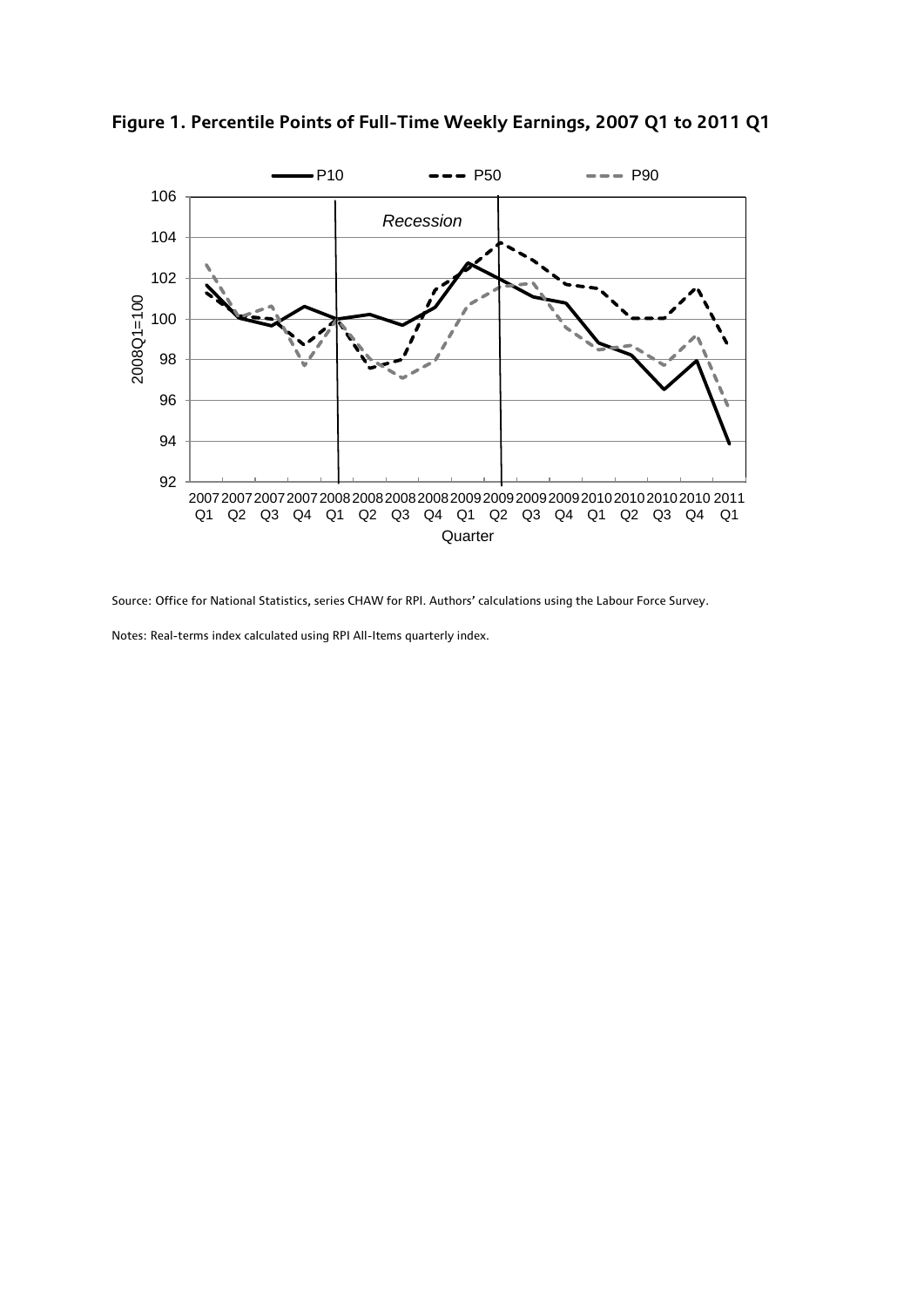**Figure 1. Percentile Points of Full-Time Weekly Earnings, 2007 Q1 to 2011 Q1**

Source: Office for National Statistics, series CHAW for RPI. Authors' calculations using the Labour Force Survey.

Notes: Real-terms index calculated using RPI All-Items quarterly index.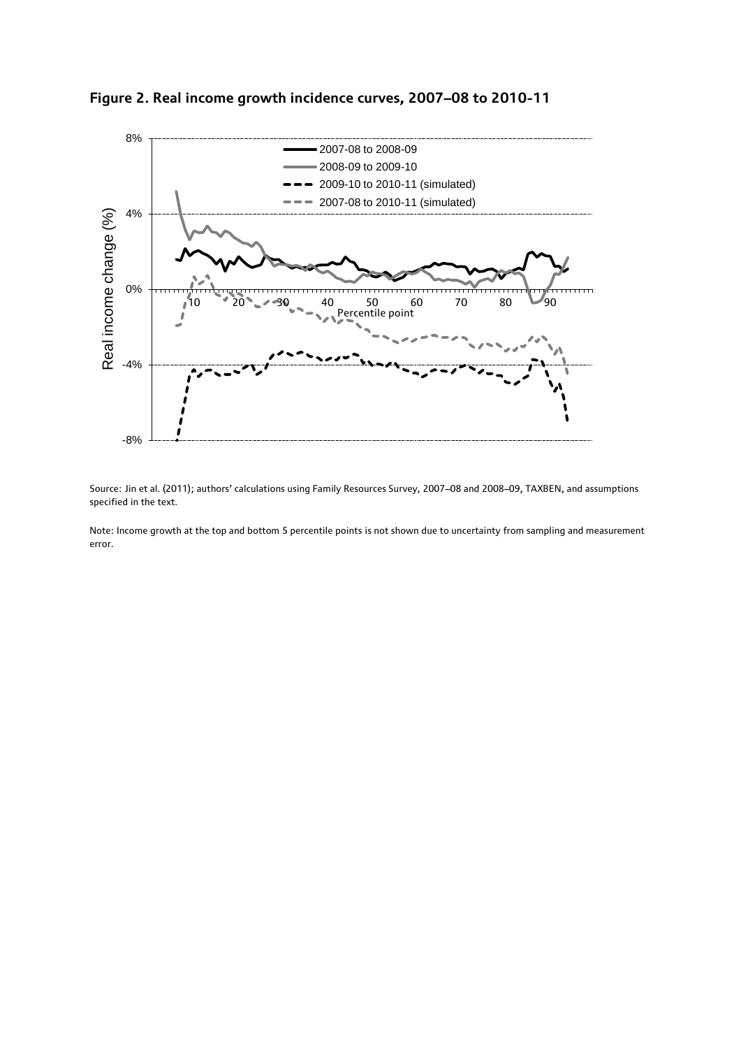**Figure 2. Real income growth incidence curves, 2007–08 to 2010-11**

Source: Jin et al. (2011); authors' calculations using Family Resources Survey, 2007–08 and 2008–09, TAXBEN, and assumptions specified in the text.

Note: Income growth at the top and bottom 5 percentile points is not shown due to uncertainty from sampling and measurement error.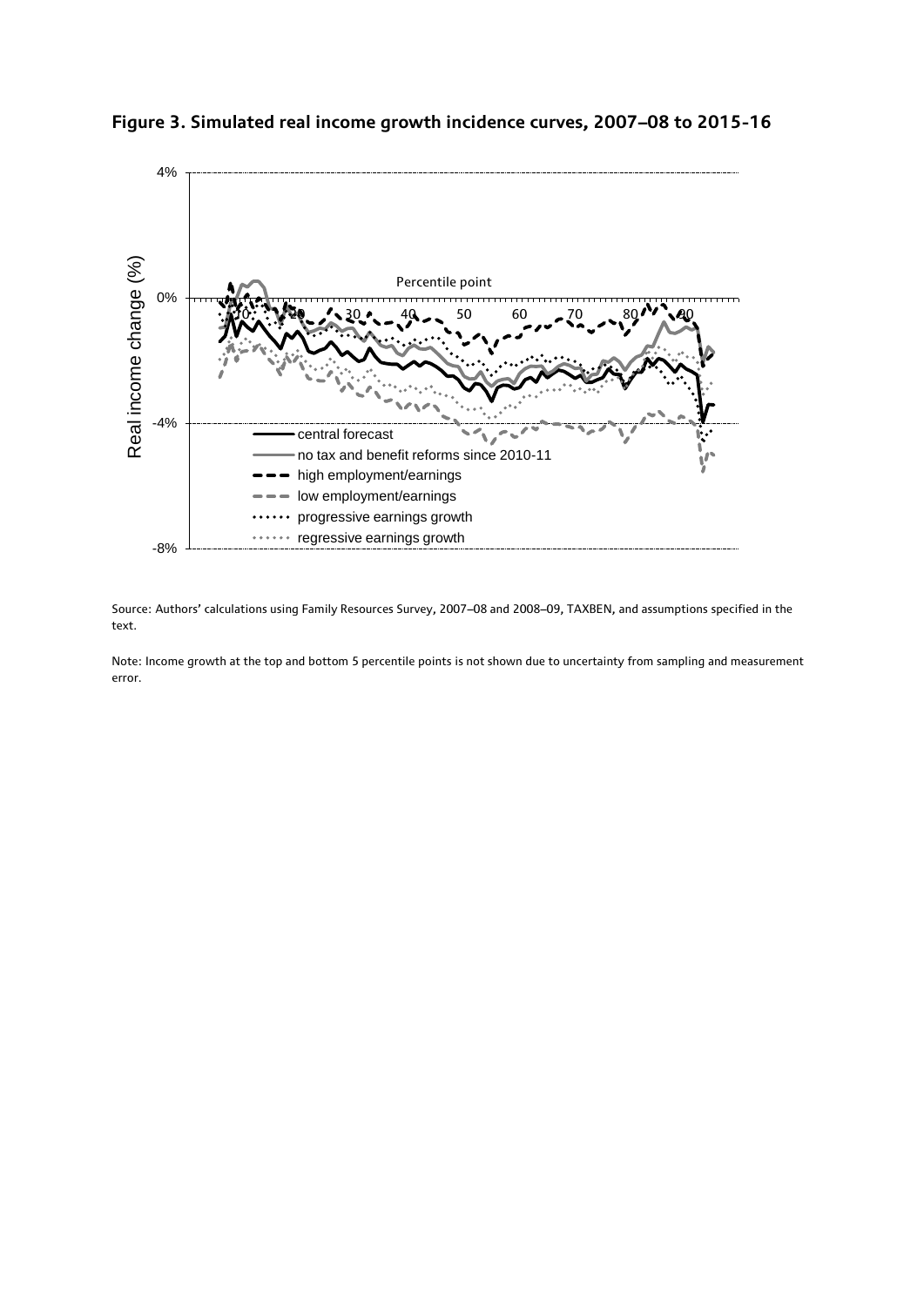**Figure 3. Simulated real income growth incidence curves, 2007–08 to 2015-16**

Source: Authors' calculations using Family Resources Survey, 2007–08 and 2008–09, TAXBEN, and assumptions specified in the text.

Note: Income growth at the top and bottom 5 percentile points is not shown due to uncertainty from sampling and measurement error.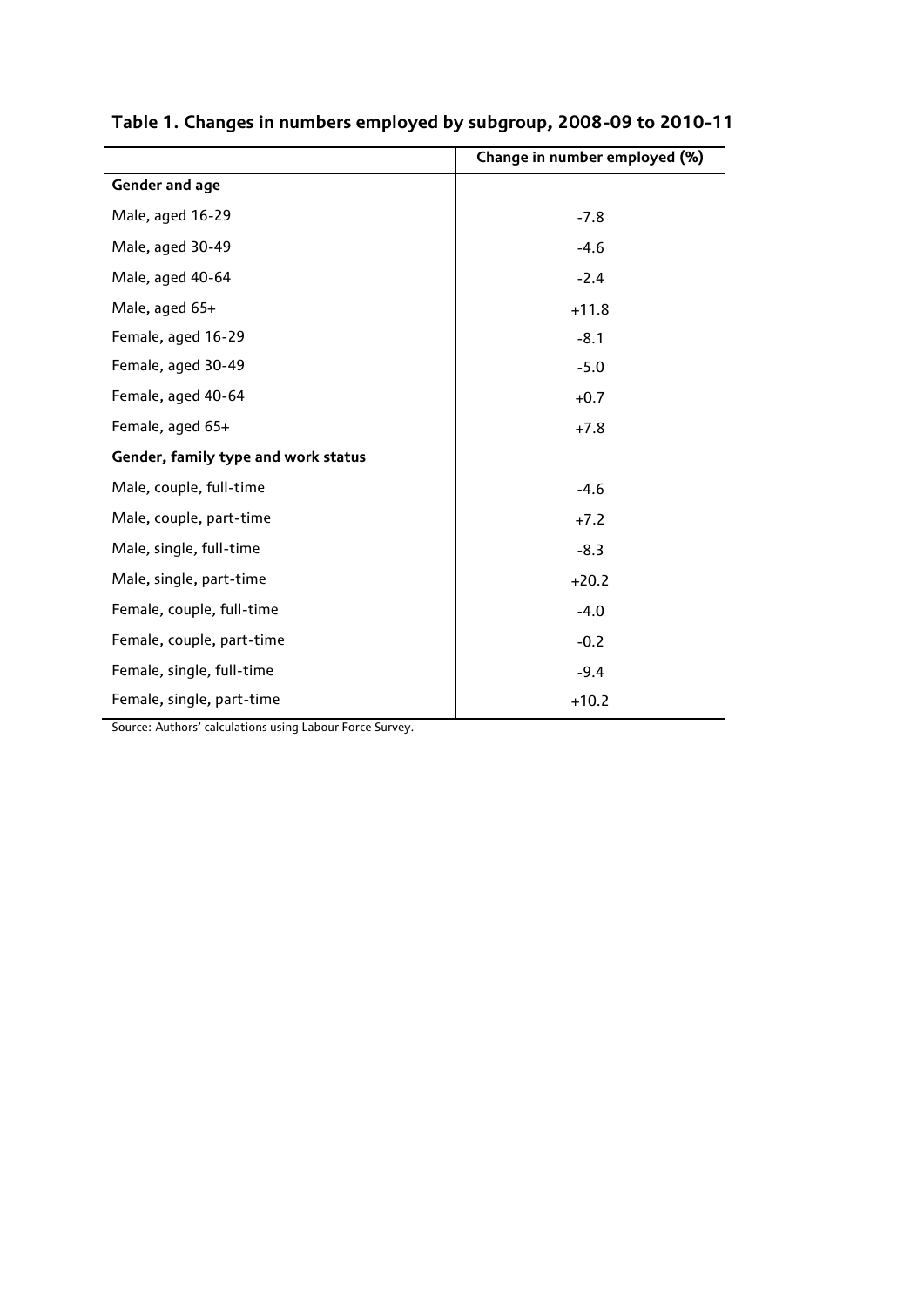**Table 1. Changes in numbers employed by subgroup, 2008-09 to 2010-11**

| | Change in number employed (%) |
|---|---|
| **Gender and age** | |
| Male, aged 16-29 | -7.8 |
| Male, aged 30-49 | -4.6 |
| Male, aged 40-64 | -2.4 |
| Male, aged 65+ | +11.8 |
| Female, aged 16-29 | -8.1 |
| Female, aged 30-49 | -5.0 |
| Female, aged 40-64 | +0.7 |
| Female, aged 65+ | +7.8 |
| **Gender, family type and work status** | |
| Male, couple, full-time | -4.6 |
| Male, couple, part-time | +7.2 |
| Male, single, full-time | -8.3 |
| Male, single, part-time | +20.2 |
| Female, couple, full-time | -4.0 |
| Female, couple, part-time | -0.2 |
| Female, single, full-time | -9.4 |
| Female, single, part-time | +10.2 |

Source: Authors' calculations using Labour Force Survey.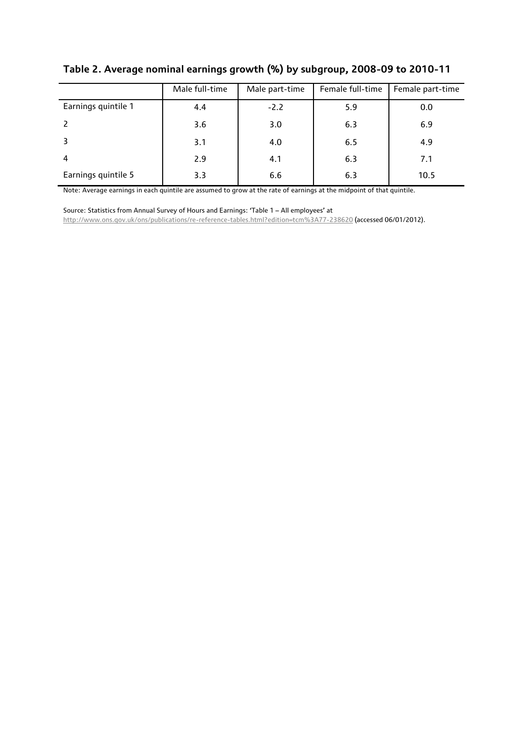## Table 2. Average nominal earnings growth (%) by subgroup, 2008-09 to 2010-11

| | Male full-time | Male part-time | Female full-time | Female part-time |
|---|---|---|---|---|
| Earnings quintile 1 | 4.4 | -2.2 | 5.9 | 0.0 |
| 2 | 3.6 | 3.0 | 6.3 | 6.9 |
| 3 | 3.1 | 4.0 | 6.5 | 4.9 |
| 4 | 2.9 | 4.1 | 6.3 | 7.1 |
| Earnings quintile 5 | 3.3 | 6.6 | 6.3 | 10.5 |

Note: Average earnings in each quintile are assumed to grow at the rate of earnings at the midpoint of that quintile.

Source: Statistics from Annual Survey of Hours and Earnings: 'Table 1 – All employees' at http://www.ons.gov.uk/ons/publications/re-reference-tables.html?edition=tcm%3A77-238620 (accessed 06/01/2012).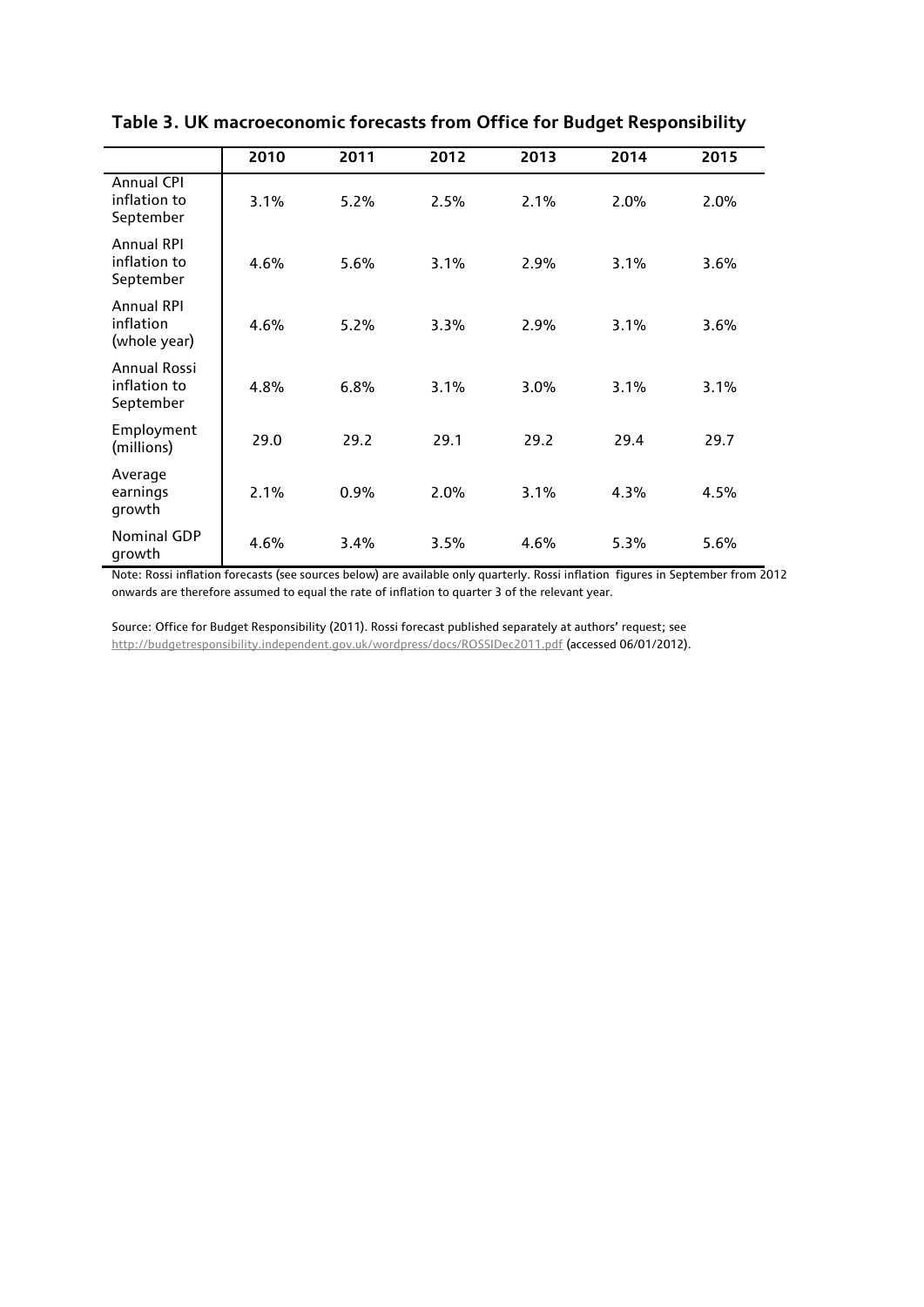**Table 3. UK macroeconomic forecasts from Office for Budget Responsibility**

| | 2010 | 2011 | 2012 | 2013 | 2014 | 2015 |
|---|---|---|---|---|---|---|
| Annual CPI inflation to September | 3.1% | 5.2% | 2.5% | 2.1% | 2.0% | 2.0% |
| Annual RPI inflation to September | 4.6% | 5.6% | 3.1% | 2.9% | 3.1% | 3.6% |
| Annual RPI inflation (whole year) | 4.6% | 5.2% | 3.3% | 2.9% | 3.1% | 3.6% |
| Annual Rossi inflation to September | 4.8% | 6.8% | 3.1% | 3.0% | 3.1% | 3.1% |
| Employment (millions) | 29.0 | 29.2 | 29.1 | 29.2 | 29.4 | 29.7 |
| Average earnings growth | 2.1% | 0.9% | 2.0% | 3.1% | 4.3% | 4.5% |
| Nominal GDP growth | 4.6% | 3.4% | 3.5% | 4.6% | 5.3% | 5.6% |

Note: Rossi inflation forecasts (see sources below) are available only quarterly. Rossi inflation figures in September from 2012 onwards are therefore assumed to equal the rate of inflation to quarter 3 of the relevant year.

Source: Office for Budget Responsibility (2011). Rossi forecast published separately at authors' request; see http://budgetresponsibility.independent.gov.uk/wordpress/docs/ROSSIDec2011.pdf (accessed 06/01/2012).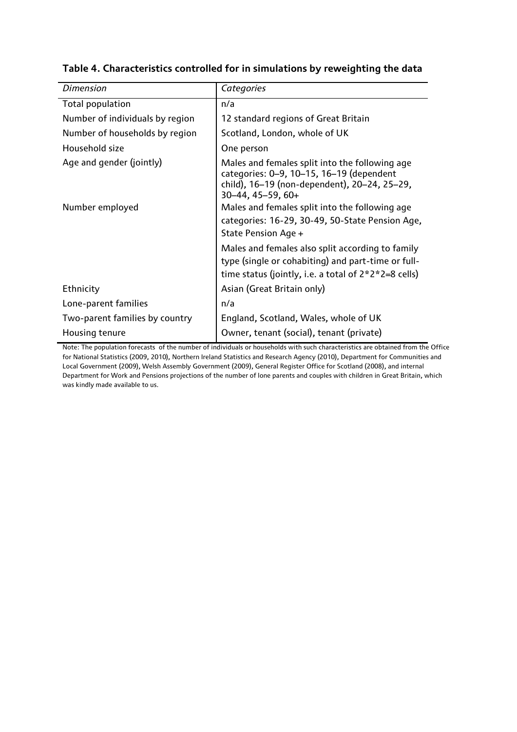**Table 4. Characteristics controlled for in simulations by reweighting the data**

| *Dimension* | *Categories* |
| --- | --- |
| Total population | n/a |
| Number of individuals by region | 12 standard regions of Great Britain |
| Number of households by region | Scotland, London, whole of UK |
| Household size | One person |
| Age and gender (jointly) | Males and females split into the following age categories: 0–9, 10–15, 16–19 (dependent child), 16–19 (non-dependent), 20–24, 25–29, 30–44, 45–59, 60+ |
| Number employed | Males and females split into the following age categories: 16-29, 30-49, 50-State Pension Age, State Pension Age + <br> Males and females also split according to family type (single or cohabiting) and part-time or full-time status (jointly, i.e. a total of 2*2*2=8 cells) |
| Ethnicity | Asian (Great Britain only) |
| Lone-parent families | n/a |
| Two-parent families by country | England, Scotland, Wales, whole of UK |
| Housing tenure | Owner, tenant (social), tenant (private) |

Note: The population forecasts of the number of individuals or households with such characteristics are obtained from the Office for National Statistics (2009, 2010), Northern Ireland Statistics and Research Agency (2010), Department for Communities and Local Government (2009), Welsh Assembly Government (2009), General Register Office for Scotland (2008), and internal Department for Work and Pensions projections of the number of lone parents and couples with children in Great Britain, which was kindly made available to us.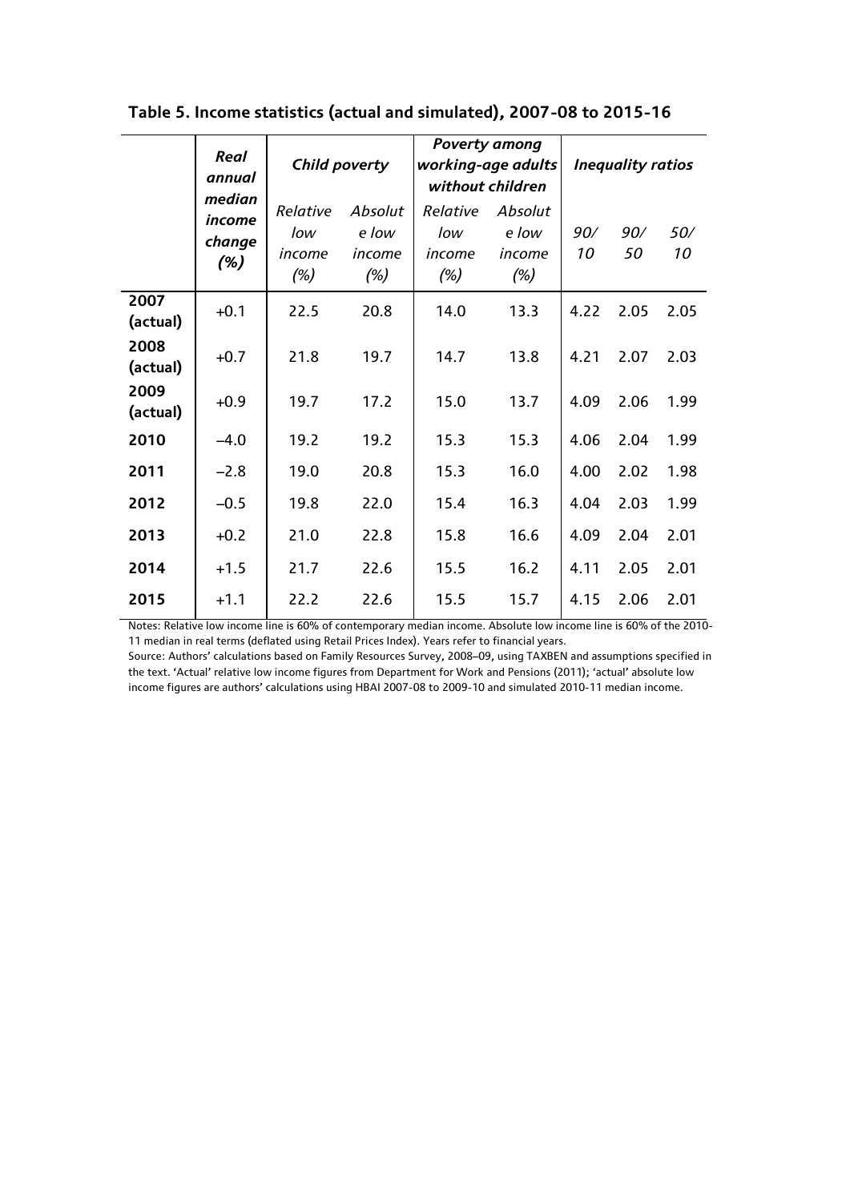**Table 5. Income statistics (actual and simulated), 2007-08 to 2015-16**

| | *Real annual median income change (%)* | *Child poverty* | | *Poverty among working-age adults without children* | | *Inequality ratios* | | |
|---|---|---|---|---|---|---|---|---|
| | | *Relative low income (%)* | *Absolute low income (%)* | *Relative low income (%)* | *Absolute low income (%)* | *90/10* | *90/50* | *50/10* |
| **2007 (actual)** | +0.1 | 22.5 | 20.8 | 14.0 | 13.3 | 4.22 | 2.05 | 2.05 |
| **2008 (actual)** | +0.7 | 21.8 | 19.7 | 14.7 | 13.8 | 4.21 | 2.07 | 2.03 |
| **2009 (actual)** | +0.9 | 19.7 | 17.2 | 15.0 | 13.7 | 4.09 | 2.06 | 1.99 |
| **2010** | –4.0 | 19.2 | 19.2 | 15.3 | 15.3 | 4.06 | 2.04 | 1.99 |
| **2011** | –2.8 | 19.0 | 20.8 | 15.3 | 16.0 | 4.00 | 2.02 | 1.98 |
| **2012** | –0.5 | 19.8 | 22.0 | 15.4 | 16.3 | 4.04 | 2.03 | 1.99 |
| **2013** | +0.2 | 21.0 | 22.8 | 15.8 | 16.6 | 4.09 | 2.04 | 2.01 |
| **2014** | +1.5 | 21.7 | 22.6 | 15.5 | 16.2 | 4.11 | 2.05 | 2.01 |
| **2015** | +1.1 | 22.2 | 22.6 | 15.5 | 15.7 | 4.15 | 2.06 | 2.01 |

Notes: Relative low income line is 60% of contemporary median income. Absolute low income line is 60% of the 2010-11 median in real terms (deflated using Retail Prices Index). Years refer to financial years.

Source: Authors' calculations based on Family Resources Survey, 2008–09, using TAXBEN and assumptions specified in the text. 'Actual' relative low income figures from Department for Work and Pensions (2011); 'actual' absolute low income figures are authors' calculations using HBAI 2007-08 to 2009-10 and simulated 2010-11 median income.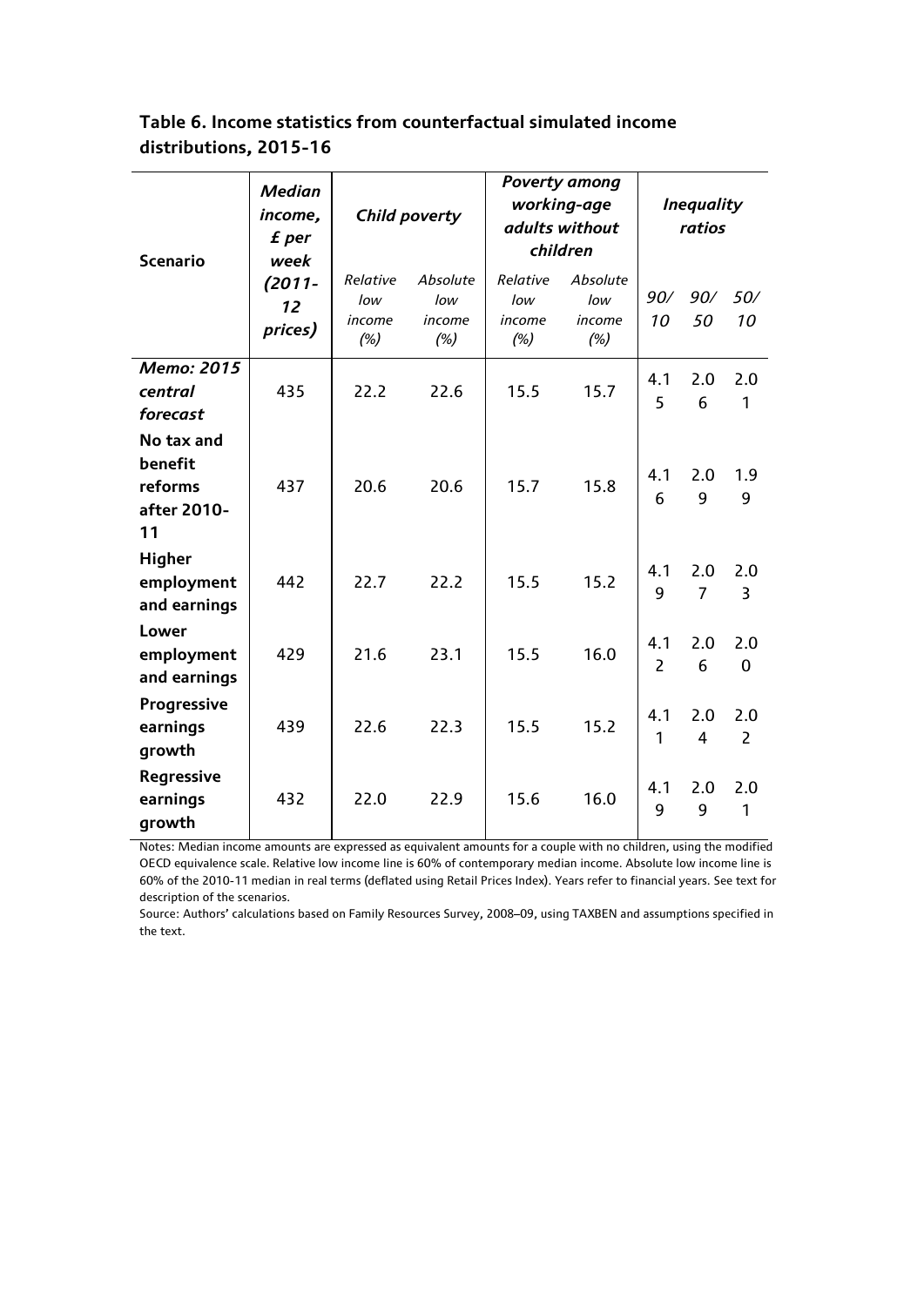**Table 6. Income statistics from counterfactual simulated income distributions, 2015-16**

| Scenario | *Median income, £ per week (2011-12 prices)* | *Child poverty* | | *Poverty among working-age adults without children* | | *Inequality ratios* | | |
|---|---|---|---|---|---|---|---|---|
| | | *Relative low income (%)* | *Absolute low income (%)* | *Relative low income (%)* | *Absolute low income (%)* | *90/10* | *90/50* | *50/10* |
| ***Memo: 2015 central forecast*** | 435 | 22.2 | 22.6 | 15.5 | 15.7 | 4.15 | 2.06 | 2.01 |
| **No tax and benefit reforms after 2010-11** | 437 | 20.6 | 20.6 | 15.7 | 15.8 | 4.16 | 2.09 | 1.99 |
| **Higher employment and earnings** | 442 | 22.7 | 22.2 | 15.5 | 15.2 | 4.19 | 2.07 | 2.03 |
| **Lower employment and earnings** | 429 | 21.6 | 23.1 | 15.5 | 16.0 | 4.12 | 2.06 | 2.00 |
| **Progressive earnings growth** | 439 | 22.6 | 22.3 | 15.5 | 15.2 | 4.11 | 2.04 | 2.02 |
| **Regressive earnings growth** | 432 | 22.0 | 22.9 | 15.6 | 16.0 | 4.19 | 2.09 | 2.01 |

Notes: Median income amounts are expressed as equivalent amounts for a couple with no children, using the modified OECD equivalence scale. Relative low income line is 60% of contemporary median income. Absolute low income line is 60% of the 2010-11 median in real terms (deflated using Retail Prices Index). Years refer to financial years. See text for description of the scenarios.

Source: Authors' calculations based on Family Resources Survey, 2008–09, using TAXBEN and assumptions specified in the text.